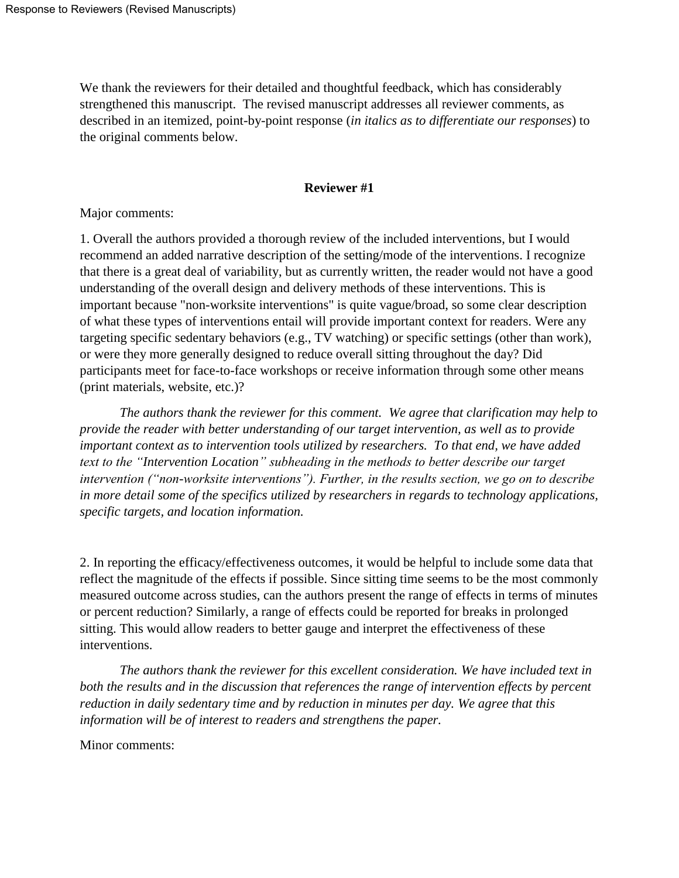We thank the reviewers for their detailed and thoughtful feedback, which has considerably strengthened this manuscript. The revised manuscript addresses all reviewer comments, as described in an itemized, point-by-point response (*in italics as to differentiate our responses*) to the original comments below.

## Reviewer #1

Major comments:

1. Overall the authors provided a thorough review of the included interventions, but I would recommend an added narrative description of the setting/mode of the interventions. I recognize that there is a great deal of variability, but as currently written, the reader would not have a good understanding of the overall design and delivery methods of these interventions. This is important because "non-worksite interventions" is quite vague/broad, so some clear description of what these types of interventions entail will provide important context for readers. Were any targeting specific sedentary behaviors (e.g., TV watching) or specific settings (other than work), or were they more generally designed to reduce overall sitting throughout the day? Did participants meet for face-to-face workshops or receive information through some other means (print materials, website, etc.)?

*The authors thank the reviewer for this comment. We agree that clarification may help to provide the reader with better understanding of our target intervention, as well as to provide important context as to intervention tools utilized by researchers. To that end, we have added text to the "Intervention Location" subheading in the methods to better describe our target intervention ("non-worksite interventions"). Further, in the results section, we go on to describe in more detail some of the specifics utilized by researchers in regards to technology applications, specific targets, and location information.*

2. In reporting the efficacy/effectiveness outcomes, it would be helpful to include some data that reflect the magnitude of the effects if possible. Since sitting time seems to be the most commonly measured outcome across studies, can the authors present the range of effects in terms of minutes or percent reduction? Similarly, a range of effects could be reported for breaks in prolonged sitting. This would allow readers to better gauge and interpret the effectiveness of these interventions.

*The authors thank the reviewer for this excellent consideration. We have included text in both the results and in the discussion that references the range of intervention effects by percent reduction in daily sedentary time and by reduction in minutes per day. We agree that this information will be of interest to readers and strengthens the paper.*

Minor comments: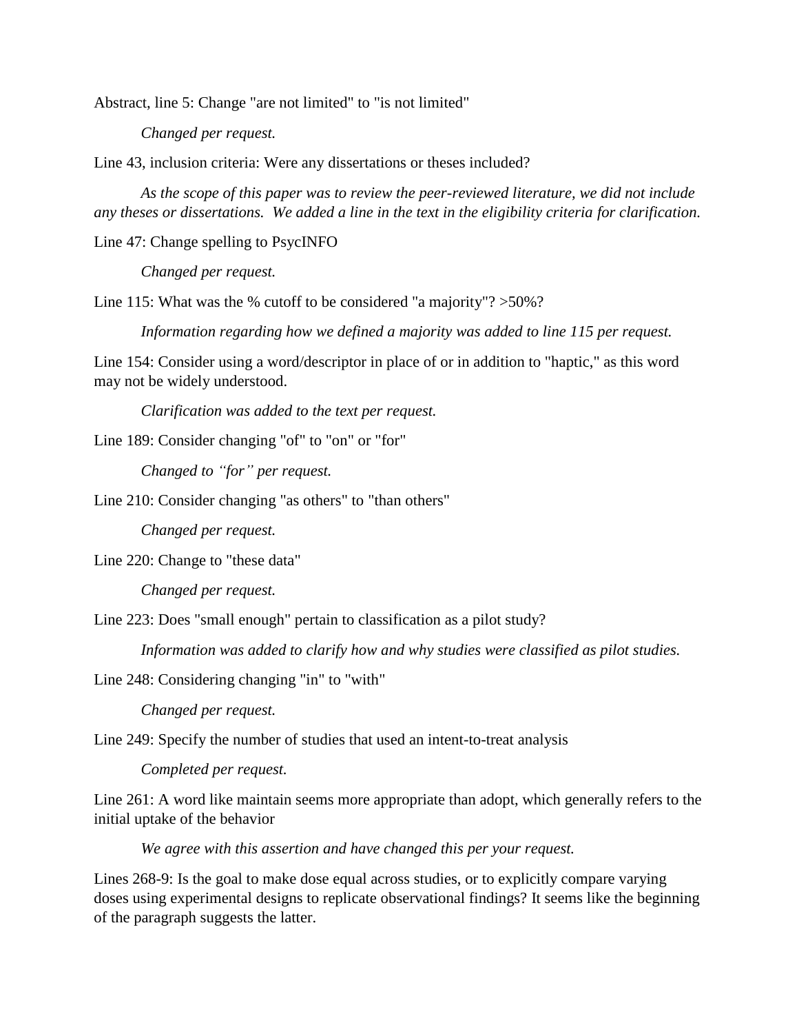Abstract, line 5: Change "are not limited" to "is not limited"

*Changed per request.*

Line 43, inclusion criteria: Were any dissertations or theses included?

*As the scope of this paper was to review the peer-reviewed literature, we did not include any theses or dissertations. We added a line in the text in the eligibility criteria for clarification.*

Line 47: Change spelling to PsycINFO

*Changed per request.*

Line 115: What was the % cutoff to be considered "a majority"? >50%?

*Information regarding how we defined a majority was added to line 115 per request.*

Line 154: Consider using a word/descriptor in place of or in addition to "haptic," as this word may not be widely understood.

*Clarification was added to the text per request.*

Line 189: Consider changing "of" to "on" or "for"

*Changed to "for" per request.*

Line 210: Consider changing "as others" to "than others"

*Changed per request.*

Line 220: Change to "these data"

*Changed per request.*

Line 223: Does "small enough" pertain to classification as a pilot study?

*Information was added to clarify how and why studies were classified as pilot studies.*

Line 248: Considering changing "in" to "with"

*Changed per request.*

Line 249: Specify the number of studies that used an intent-to-treat analysis

*Completed per request.*

Line 261: A word like maintain seems more appropriate than adopt, which generally refers to the initial uptake of the behavior

*We agree with this assertion and have changed this per your request.*

Lines 268-9: Is the goal to make dose equal across studies, or to explicitly compare varying doses using experimental designs to replicate observational findings? It seems like the beginning of the paragraph suggests the latter.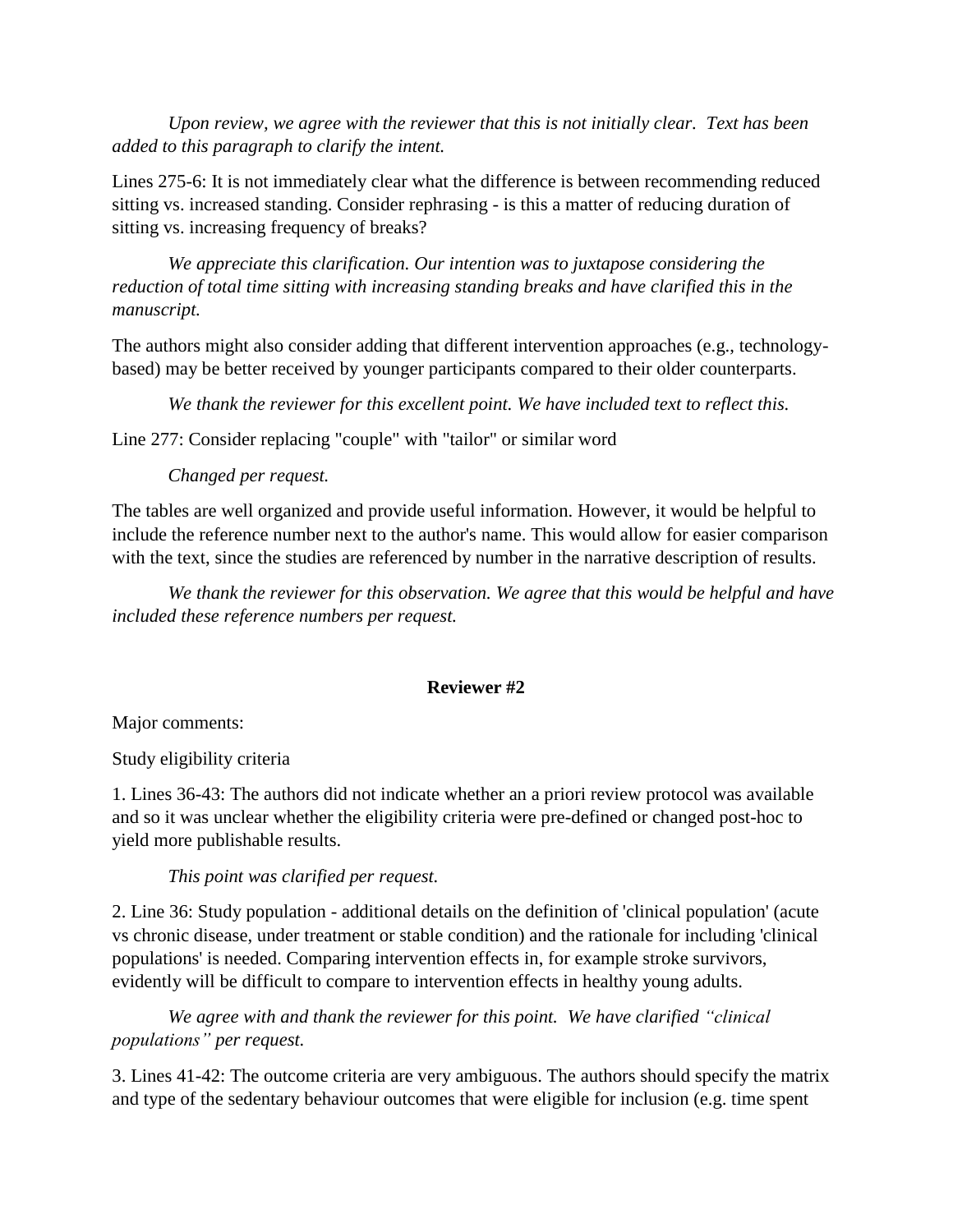*Upon review, we agree with the reviewer that this is not initially clear. Text has been added to this paragraph to clarify the intent.*

Lines 275-6: It is not immediately clear what the difference is between recommending reduced sitting vs. increased standing. Consider rephrasing - is this a matter of reducing duration of sitting vs. increasing frequency of breaks?

*We appreciate this clarification. Our intention was to juxtapose considering the reduction of total time sitting with increasing standing breaks and have clarified this in the manuscript.*

The authors might also consider adding that different intervention approaches (e.g., technology-based) may be better received by younger participants compared to their older counterparts.

*We thank the reviewer for this excellent point. We have included text to reflect this.*

Line 277: Consider replacing "couple" with "tailor" or similar word

*Changed per request.*

The tables are well organized and provide useful information. However, it would be helpful to include the reference number next to the author's name. This would allow for easier comparison with the text, since the studies are referenced by number in the narrative description of results.

*We thank the reviewer for this observation. We agree that this would be helpful and have included these reference numbers per request.*

**Reviewer #2**

Major comments:

Study eligibility criteria

1. Lines 36-43: The authors did not indicate whether an a priori review protocol was available and so it was unclear whether the eligibility criteria were pre-defined or changed post-hoc to yield more publishable results.

*This point was clarified per request.*

2. Line 36: Study population - additional details on the definition of 'clinical population' (acute vs chronic disease, under treatment or stable condition) and the rationale for including 'clinical populations' is needed. Comparing intervention effects in, for example stroke survivors, evidently will be difficult to compare to intervention effects in healthy young adults.

*We agree with and thank the reviewer for this point. We have clarified "clinical populations" per request.*

3. Lines 41-42: The outcome criteria are very ambiguous. The authors should specify the matrix and type of the sedentary behaviour outcomes that were eligible for inclusion (e.g. time spent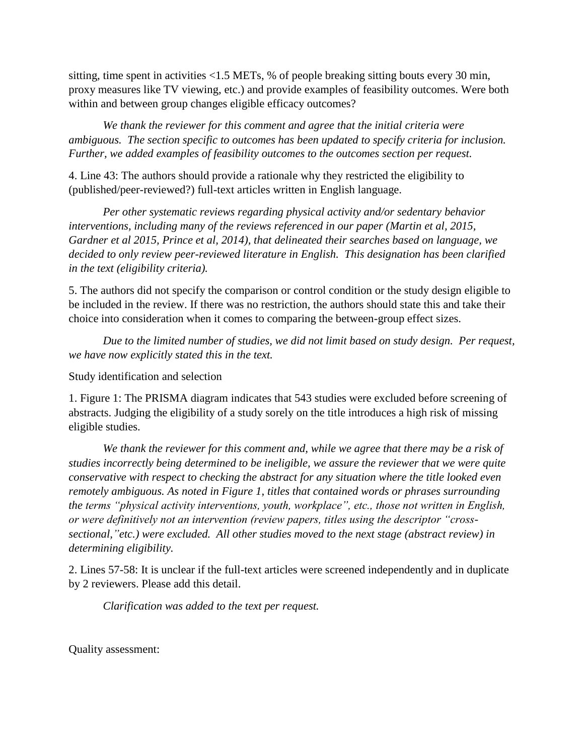sitting, time spent in activities <1.5 METs, % of people breaking sitting bouts every 30 min, proxy measures like TV viewing, etc.) and provide examples of feasibility outcomes. Were both within and between group changes eligible efficacy outcomes?

*We thank the reviewer for this comment and agree that the initial criteria were ambiguous. The section specific to outcomes has been updated to specify criteria for inclusion. Further, we added examples of feasibility outcomes to the outcomes section per request.*

4. Line 43: The authors should provide a rationale why they restricted the eligibility to (published/peer-reviewed?) full-text articles written in English language.

*Per other systematic reviews regarding physical activity and/or sedentary behavior interventions, including many of the reviews referenced in our paper (Martin et al, 2015, Gardner et al 2015, Prince et al, 2014), that delineated their searches based on language, we decided to only review peer-reviewed literature in English. This designation has been clarified in the text (eligibility criteria).*

5. The authors did not specify the comparison or control condition or the study design eligible to be included in the review. If there was no restriction, the authors should state this and take their choice into consideration when it comes to comparing the between-group effect sizes.

*Due to the limited number of studies, we did not limit based on study design. Per request, we have now explicitly stated this in the text.*

Study identification and selection

1. Figure 1: The PRISMA diagram indicates that 543 studies were excluded before screening of abstracts. Judging the eligibility of a study sorely on the title introduces a high risk of missing eligible studies.

*We thank the reviewer for this comment and, while we agree that there may be a risk of studies incorrectly being determined to be ineligible, we assure the reviewer that we were quite conservative with respect to checking the abstract for any situation where the title looked even remotely ambiguous. As noted in Figure 1, titles that contained words or phrases surrounding the terms "physical activity interventions, youth, workplace", etc., those not written in English, or were definitively not an intervention (review papers, titles using the descriptor "cross-sectional,"etc.) were excluded. All other studies moved to the next stage (abstract review) in determining eligibility.*

2. Lines 57-58: It is unclear if the full-text articles were screened independently and in duplicate by 2 reviewers. Please add this detail.

*Clarification was added to the text per request.*

Quality assessment: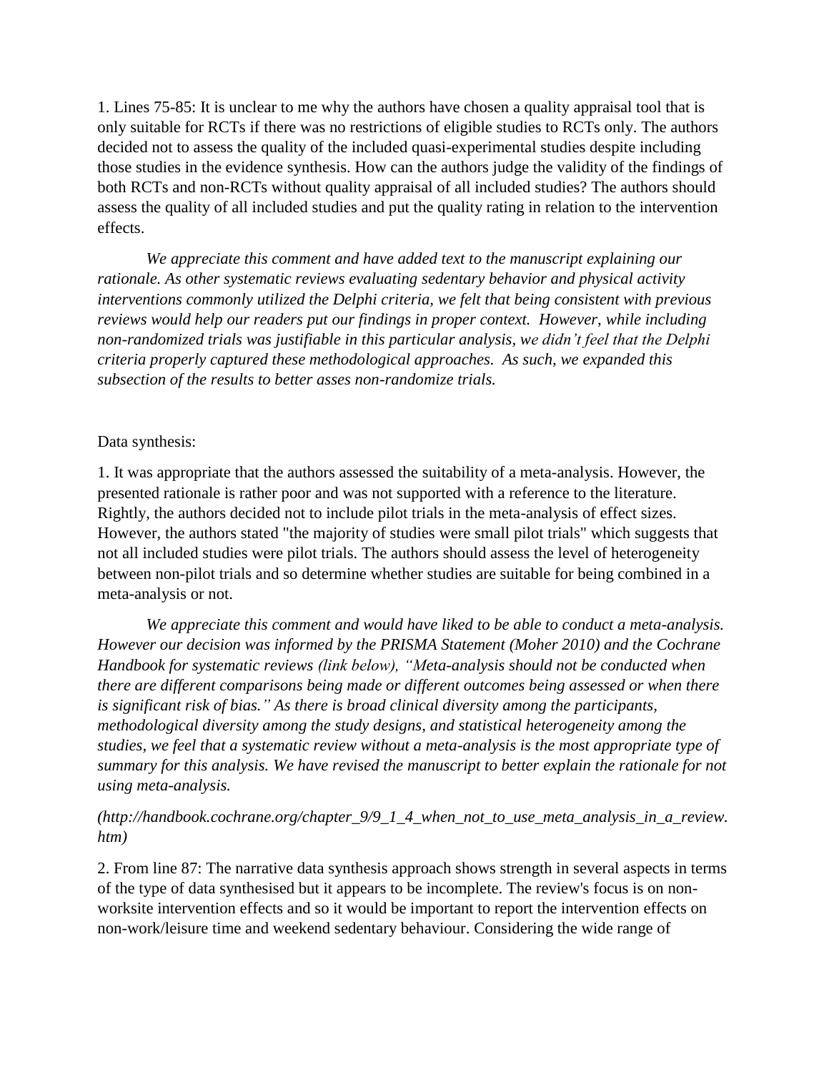1. Lines 75-85: It is unclear to me why the authors have chosen a quality appraisal tool that is only suitable for RCTs if there was no restrictions of eligible studies to RCTs only. The authors decided not to assess the quality of the included quasi-experimental studies despite including those studies in the evidence synthesis. How can the authors judge the validity of the findings of both RCTs and non-RCTs without quality appraisal of all included studies? The authors should assess the quality of all included studies and put the quality rating in relation to the intervention effects.

*We appreciate this comment and have added text to the manuscript explaining our rationale. As other systematic reviews evaluating sedentary behavior and physical activity interventions commonly utilized the Delphi criteria, we felt that being consistent with previous reviews would help our readers put our findings in proper context. However, while including non-randomized trials was justifiable in this particular analysis, we didn't feel that the Delphi criteria properly captured these methodological approaches. As such, we expanded this subsection of the results to better asses non-randomize trials.*

Data synthesis:

1. It was appropriate that the authors assessed the suitability of a meta-analysis. However, the presented rationale is rather poor and was not supported with a reference to the literature. Rightly, the authors decided not to include pilot trials in the meta-analysis of effect sizes. However, the authors stated "the majority of studies were small pilot trials" which suggests that not all included studies were pilot trials. The authors should assess the level of heterogeneity between non-pilot trials and so determine whether studies are suitable for being combined in a meta-analysis or not.

*We appreciate this comment and would have liked to be able to conduct a meta-analysis. However our decision was informed by the PRISMA Statement (Moher 2010) and the Cochrane Handbook for systematic reviews (link below), "Meta-analysis should not be conducted when there are different comparisons being made or different outcomes being assessed or when there is significant risk of bias." As there is broad clinical diversity among the participants, methodological diversity among the study designs, and statistical heterogeneity among the studies, we feel that a systematic review without a meta-analysis is the most appropriate type of summary for this analysis. We have revised the manuscript to better explain the rationale for not using meta-analysis.*

*(http://handbook.cochrane.org/chapter_9/9_1_4_when_not_to_use_meta_analysis_in_a_review.htm)*

2. From line 87: The narrative data synthesis approach shows strength in several aspects in terms of the type of data synthesised but it appears to be incomplete. The review's focus is on non-worksite intervention effects and so it would be important to report the intervention effects on non-work/leisure time and weekend sedentary behaviour. Considering the wide range of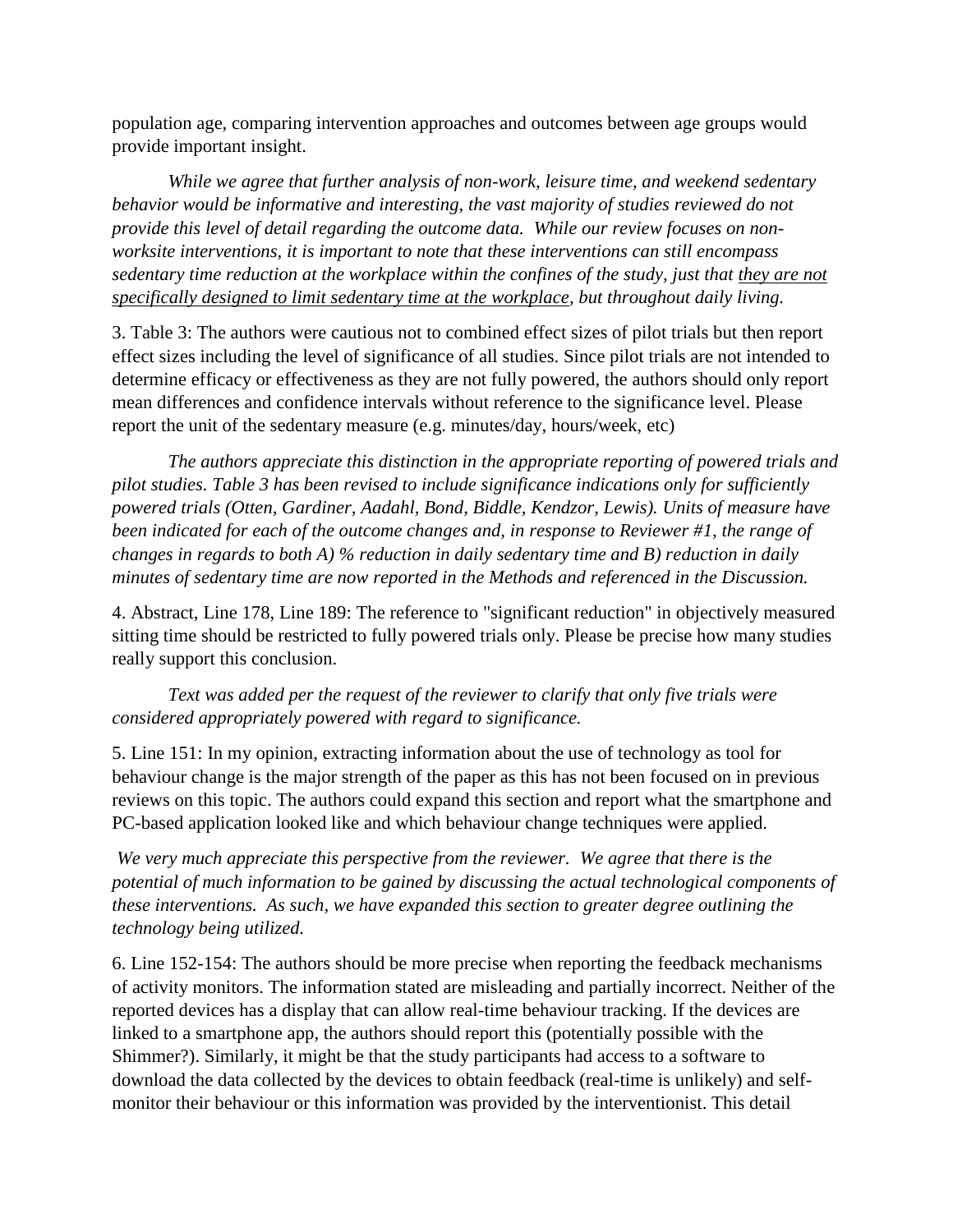population age, comparing intervention approaches and outcomes between age groups would provide important insight.

*While we agree that further analysis of non-work, leisure time, and weekend sedentary behavior would be informative and interesting, the vast majority of studies reviewed do not provide this level of detail regarding the outcome data. While our review focuses on non-worksite interventions, it is important to note that these interventions can still encompass sedentary time reduction at the workplace within the confines of the study, just that <u>they are not specifically designed to limit sedentary time at the workplace</u>, but throughout daily living.*

3. Table 3: The authors were cautious not to combined effect sizes of pilot trials but then report effect sizes including the level of significance of all studies. Since pilot trials are not intended to determine efficacy or effectiveness as they are not fully powered, the authors should only report mean differences and confidence intervals without reference to the significance level. Please report the unit of the sedentary measure (e.g. minutes/day, hours/week, etc)

*The authors appreciate this distinction in the appropriate reporting of powered trials and pilot studies. Table 3 has been revised to include significance indications only for sufficiently powered trials (Otten, Gardiner, Aadahl, Bond, Biddle, Kendzor, Lewis). Units of measure have been indicated for each of the outcome changes and, in response to Reviewer #1, the range of changes in regards to both A) % reduction in daily sedentary time and B) reduction in daily minutes of sedentary time are now reported in the Methods and referenced in the Discussion.*

4. Abstract, Line 178, Line 189: The reference to "significant reduction" in objectively measured sitting time should be restricted to fully powered trials only. Please be precise how many studies really support this conclusion.

*Text was added per the request of the reviewer to clarify that only five trials were considered appropriately powered with regard to significance.*

5. Line 151: In my opinion, extracting information about the use of technology as tool for behaviour change is the major strength of the paper as this has not been focused on in previous reviews on this topic. The authors could expand this section and report what the smartphone and PC-based application looked like and which behaviour change techniques were applied.

*We very much appreciate this perspective from the reviewer. We agree that there is the potential of much information to be gained by discussing the actual technological components of these interventions. As such, we have expanded this section to greater degree outlining the technology being utilized.*

6. Line 152-154: The authors should be more precise when reporting the feedback mechanisms of activity monitors. The information stated are misleading and partially incorrect. Neither of the reported devices has a display that can allow real-time behaviour tracking. If the devices are linked to a smartphone app, the authors should report this (potentially possible with the Shimmer?). Similarly, it might be that the study participants had access to a software to download the data collected by the devices to obtain feedback (real-time is unlikely) and self-monitor their behaviour or this information was provided by the interventionist. This detail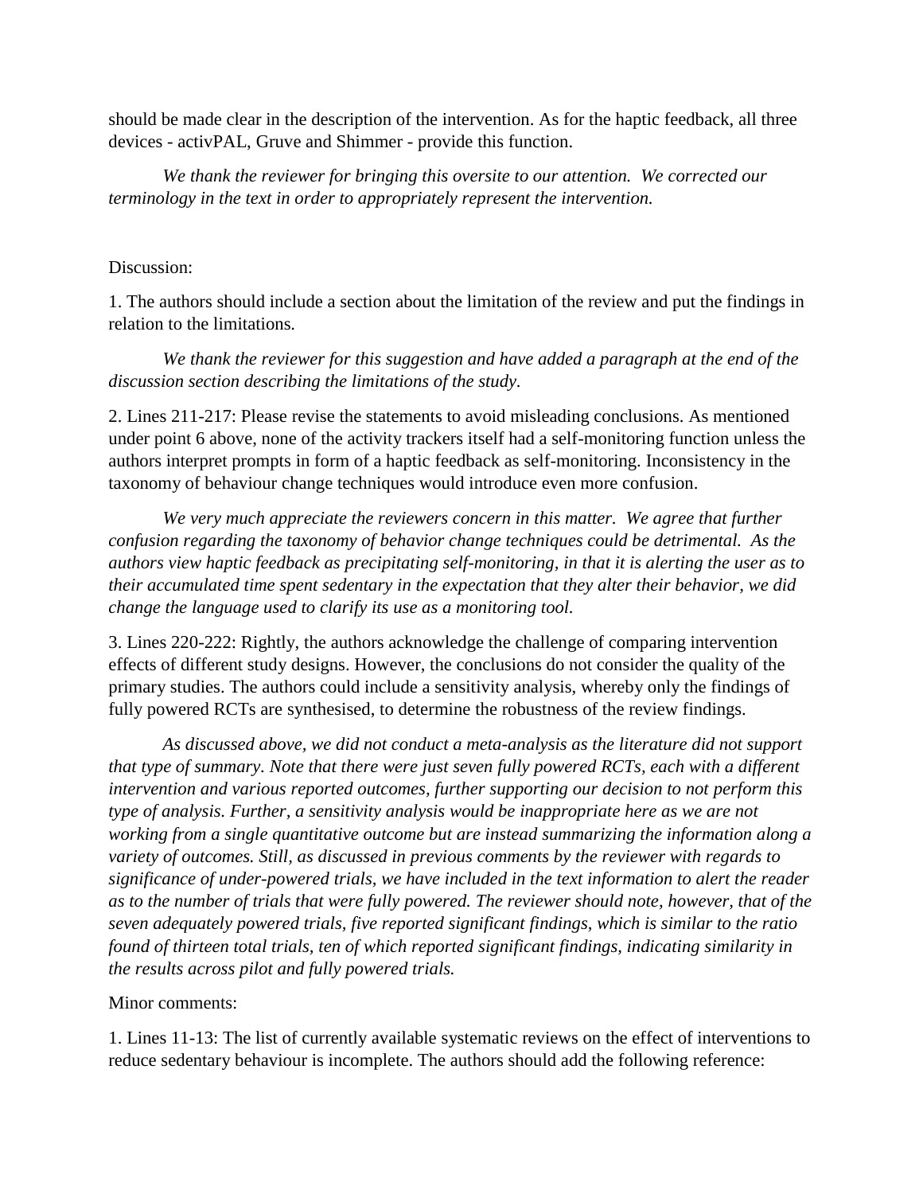should be made clear in the description of the intervention. As for the haptic feedback, all three devices - activPAL, Gruve and Shimmer - provide this function.

*We thank the reviewer for bringing this oversite to our attention. We corrected our terminology in the text in order to appropriately represent the intervention.*

Discussion:

1. The authors should include a section about the limitation of the review and put the findings in relation to the limitations.

*We thank the reviewer for this suggestion and have added a paragraph at the end of the discussion section describing the limitations of the study.*

2. Lines 211-217: Please revise the statements to avoid misleading conclusions. As mentioned under point 6 above, none of the activity trackers itself had a self-monitoring function unless the authors interpret prompts in form of a haptic feedback as self-monitoring. Inconsistency in the taxonomy of behaviour change techniques would introduce even more confusion.

*We very much appreciate the reviewers concern in this matter. We agree that further confusion regarding the taxonomy of behavior change techniques could be detrimental. As the authors view haptic feedback as precipitating self-monitoring, in that it is alerting the user as to their accumulated time spent sedentary in the expectation that they alter their behavior, we did change the language used to clarify its use as a monitoring tool.*

3. Lines 220-222: Rightly, the authors acknowledge the challenge of comparing intervention effects of different study designs. However, the conclusions do not consider the quality of the primary studies. The authors could include a sensitivity analysis, whereby only the findings of fully powered RCTs are synthesised, to determine the robustness of the review findings.

*As discussed above, we did not conduct a meta-analysis as the literature did not support that type of summary. Note that there were just seven fully powered RCTs, each with a different intervention and various reported outcomes, further supporting our decision to not perform this type of analysis. Further, a sensitivity analysis would be inappropriate here as we are not working from a single quantitative outcome but are instead summarizing the information along a variety of outcomes. Still, as discussed in previous comments by the reviewer with regards to significance of under-powered trials, we have included in the text information to alert the reader as to the number of trials that were fully powered. The reviewer should note, however, that of the seven adequately powered trials, five reported significant findings, which is similar to the ratio found of thirteen total trials, ten of which reported significant findings, indicating similarity in the results across pilot and fully powered trials.*

Minor comments:

1. Lines 11-13: The list of currently available systematic reviews on the effect of interventions to reduce sedentary behaviour is incomplete. The authors should add the following reference: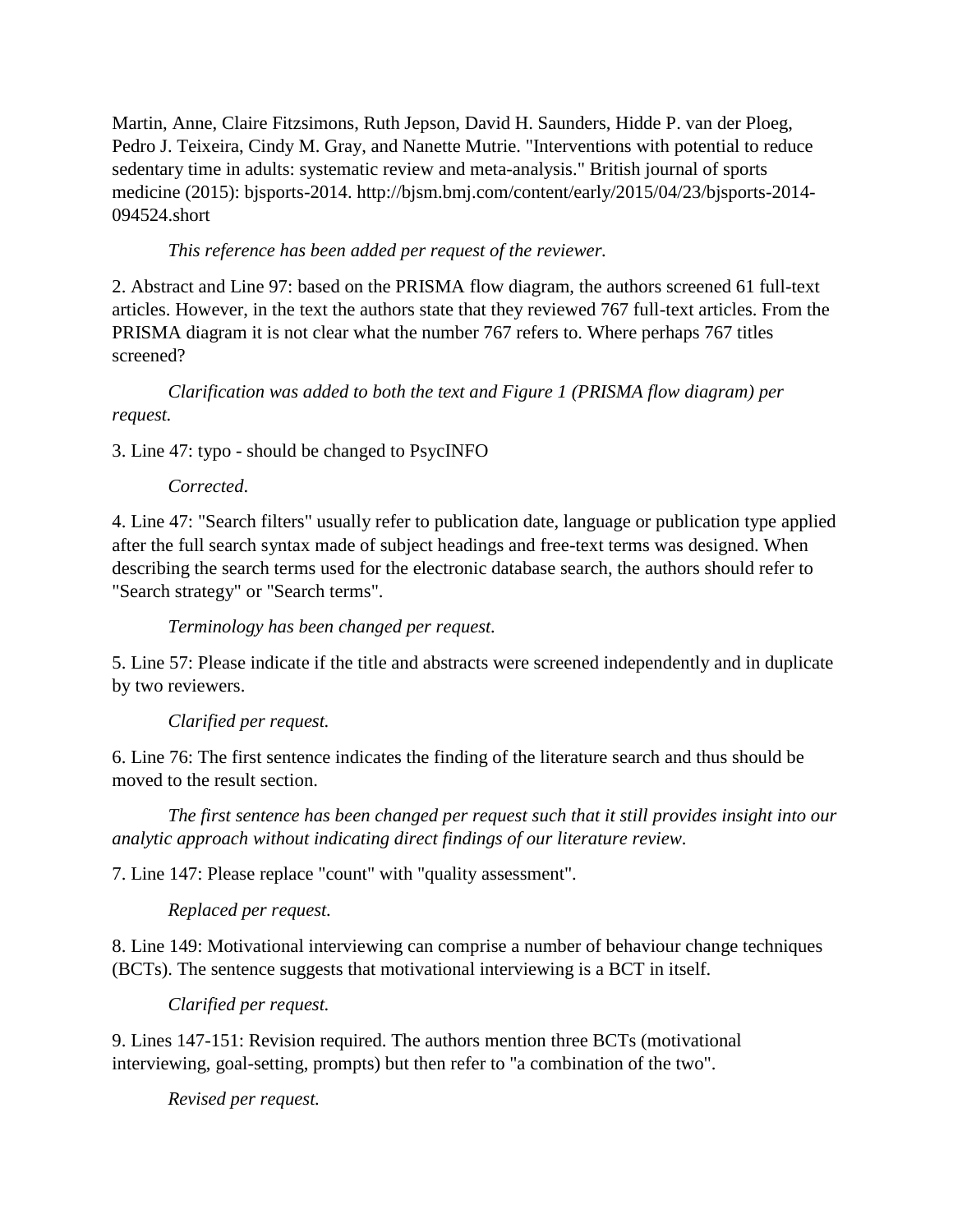Martin, Anne, Claire Fitzsimons, Ruth Jepson, David H. Saunders, Hidde P. van der Ploeg, Pedro J. Teixeira, Cindy M. Gray, and Nanette Mutrie. "Interventions with potential to reduce sedentary time in adults: systematic review and meta-analysis." British journal of sports medicine (2015): bjsports-2014. http://bjsm.bmj.com/content/early/2015/04/23/bjsports-2014-094524.short

*This reference has been added per request of the reviewer.*

2. Abstract and Line 97: based on the PRISMA flow diagram, the authors screened 61 full-text articles. However, in the text the authors state that they reviewed 767 full-text articles. From the PRISMA diagram it is not clear what the number 767 refers to. Where perhaps 767 titles screened?

*Clarification was added to both the text and Figure 1 (PRISMA flow diagram) per request.*

3. Line 47: typo - should be changed to PsycINFO

*Corrected.*

4. Line 47: "Search filters" usually refer to publication date, language or publication type applied after the full search syntax made of subject headings and free-text terms was designed. When describing the search terms used for the electronic database search, the authors should refer to "Search strategy" or "Search terms".

*Terminology has been changed per request.*

5. Line 57: Please indicate if the title and abstracts were screened independently and in duplicate by two reviewers.

*Clarified per request.*

6. Line 76: The first sentence indicates the finding of the literature search and thus should be moved to the result section.

*The first sentence has been changed per request such that it still provides insight into our analytic approach without indicating direct findings of our literature review.*

7. Line 147: Please replace "count" with "quality assessment".

*Replaced per request.*

8. Line 149: Motivational interviewing can comprise a number of behaviour change techniques (BCTs). The sentence suggests that motivational interviewing is a BCT in itself.

*Clarified per request.*

9. Lines 147-151: Revision required. The authors mention three BCTs (motivational interviewing, goal-setting, prompts) but then refer to "a combination of the two".

*Revised per request.*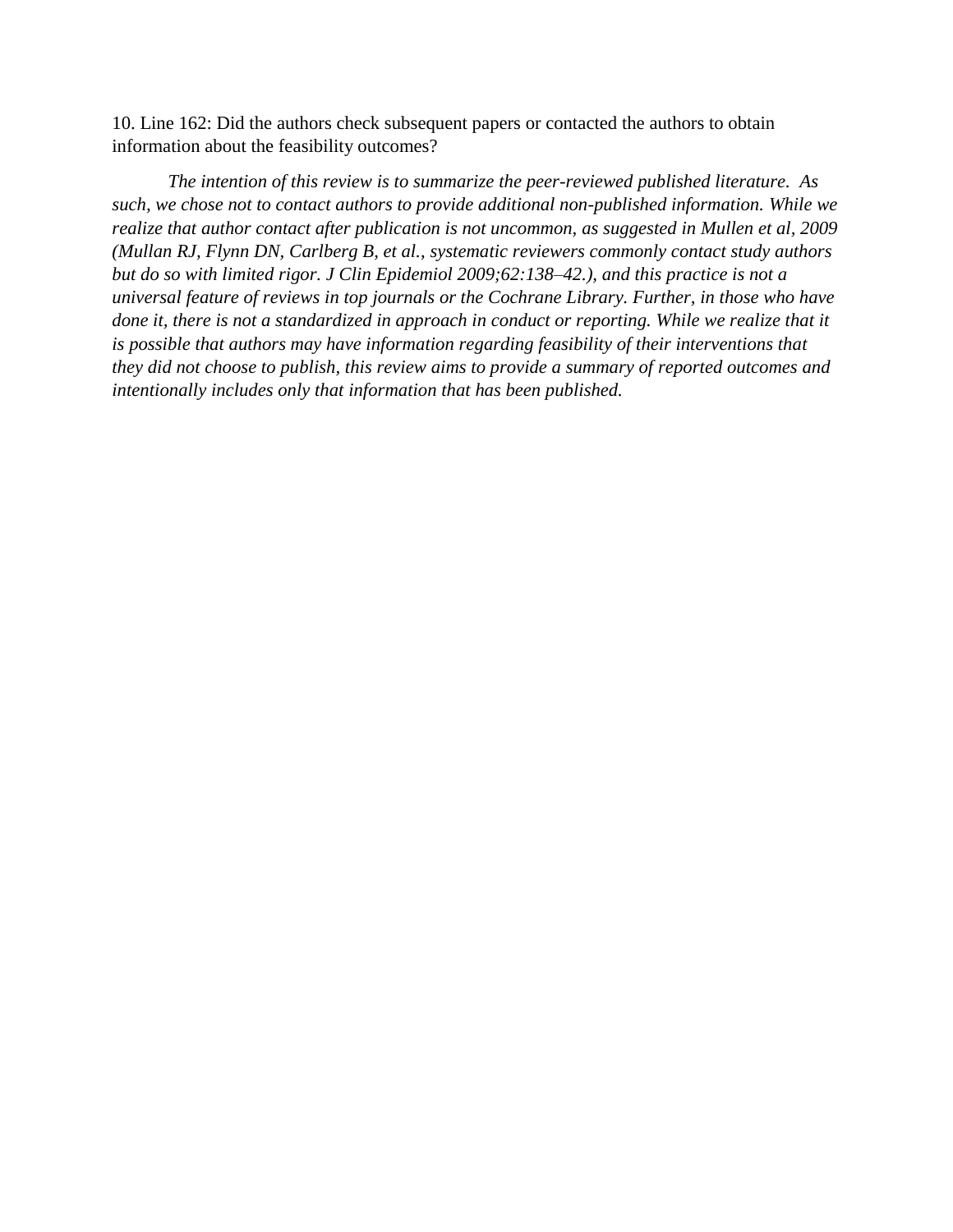10. Line 162: Did the authors check subsequent papers or contacted the authors to obtain information about the feasibility outcomes?

*The intention of this review is to summarize the peer-reviewed published literature. As such, we chose not to contact authors to provide additional non-published information. While we realize that author contact after publication is not uncommon, as suggested in Mullen et al, 2009 (Mullan RJ, Flynn DN, Carlberg B, et al., systematic reviewers commonly contact study authors but do so with limited rigor. J Clin Epidemiol 2009;62:138–42.), and this practice is not a universal feature of reviews in top journals or the Cochrane Library. Further, in those who have done it, there is not a standardized in approach in conduct or reporting. While we realize that it is possible that authors may have information regarding feasibility of their interventions that they did not choose to publish, this review aims to provide a summary of reported outcomes and intentionally includes only that information that has been published.*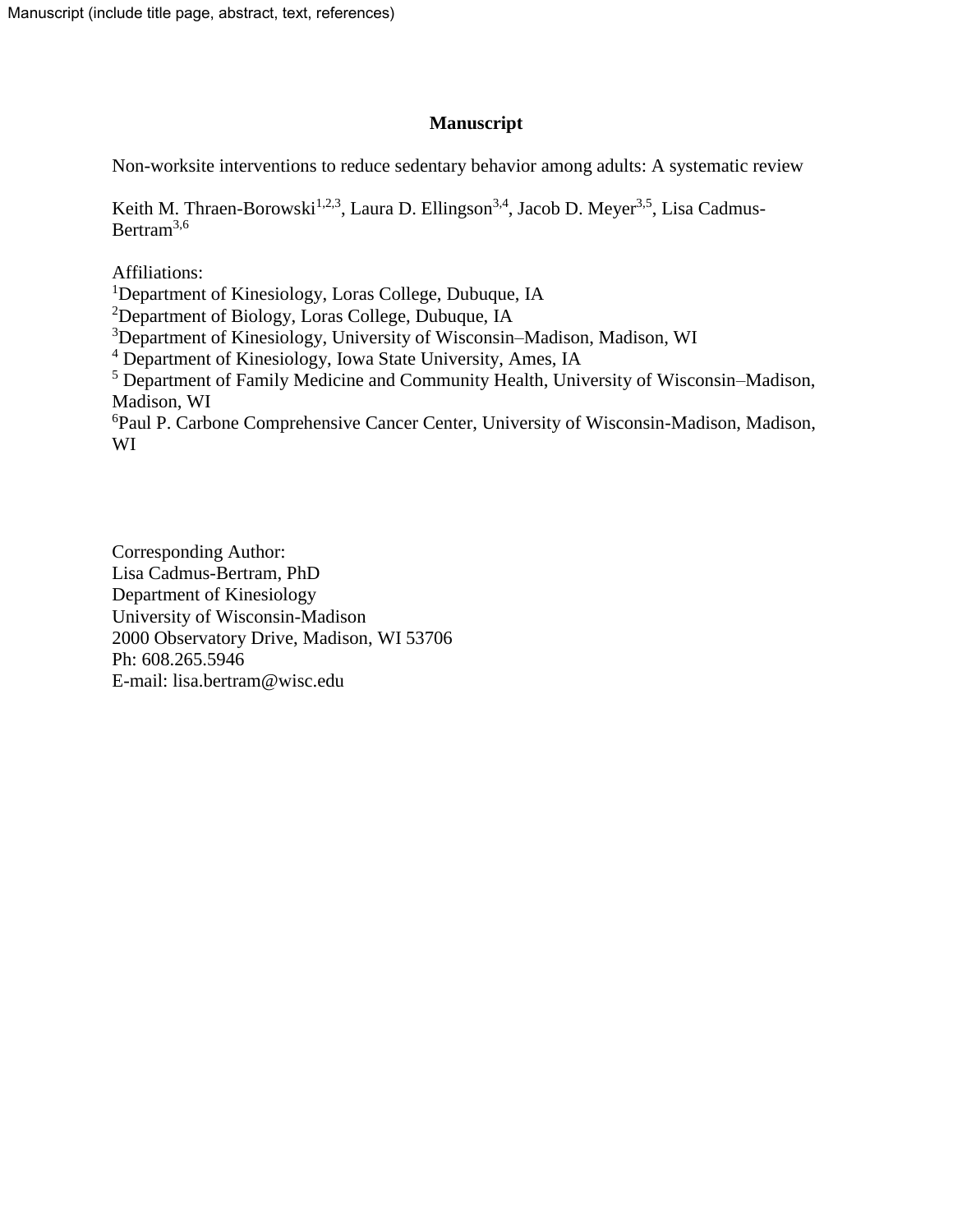Manuscript (include title page, abstract, text, references)

# Manuscript

Non-worksite interventions to reduce sedentary behavior among adults: A systematic review

Keith M. Thraen-Borowski[1,2,3], Laura D. Ellingson[3,4], Jacob D. Meyer[3,5], Lisa Cadmus-Bertram[3,6]

Affiliations:
[1]Department of Kinesiology, Loras College, Dubuque, IA
[2]Department of Biology, Loras College, Dubuque, IA
[3]Department of Kinesiology, University of Wisconsin–Madison, Madison, WI
[4] Department of Kinesiology, Iowa State University, Ames, IA
[5] Department of Family Medicine and Community Health, University of Wisconsin–Madison, Madison, WI
[6]Paul P. Carbone Comprehensive Cancer Center, University of Wisconsin-Madison, Madison, WI

Corresponding Author:
Lisa Cadmus-Bertram, PhD
Department of Kinesiology
University of Wisconsin-Madison
2000 Observatory Drive, Madison, WI 53706
Ph: 608.265.5946
E-mail: lisa.bertram@wisc.edu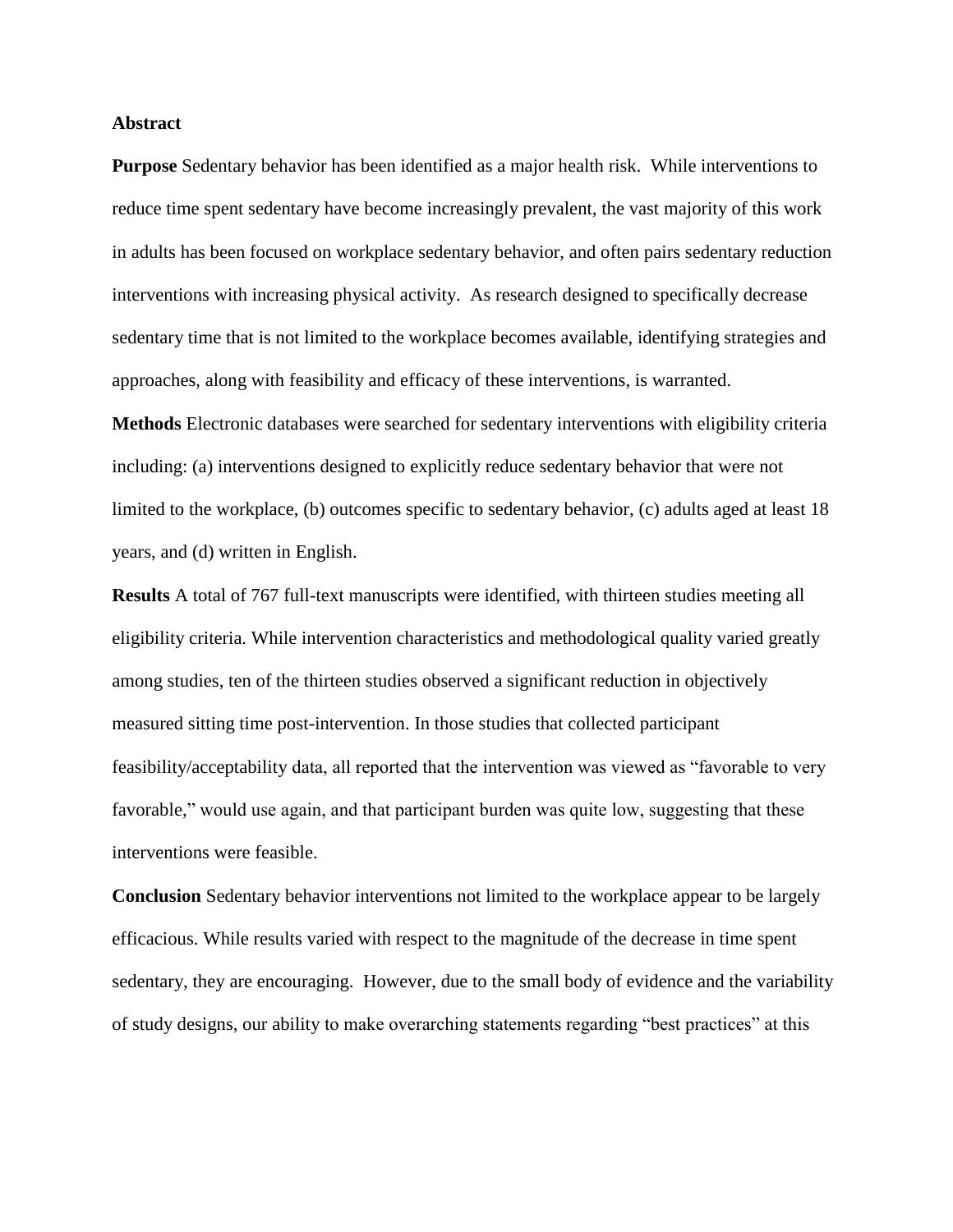## Abstract

**Purpose** Sedentary behavior has been identified as a major health risk. While interventions to reduce time spent sedentary have become increasingly prevalent, the vast majority of this work in adults has been focused on workplace sedentary behavior, and often pairs sedentary reduction interventions with increasing physical activity. As research designed to specifically decrease sedentary time that is not limited to the workplace becomes available, identifying strategies and approaches, along with feasibility and efficacy of these interventions, is warranted.

**Methods** Electronic databases were searched for sedentary interventions with eligibility criteria including: (a) interventions designed to explicitly reduce sedentary behavior that were not limited to the workplace, (b) outcomes specific to sedentary behavior, (c) adults aged at least 18 years, and (d) written in English.

**Results** A total of 767 full-text manuscripts were identified, with thirteen studies meeting all eligibility criteria. While intervention characteristics and methodological quality varied greatly among studies, ten of the thirteen studies observed a significant reduction in objectively measured sitting time post-intervention. In those studies that collected participant feasibility/acceptability data, all reported that the intervention was viewed as "favorable to very favorable," would use again, and that participant burden was quite low, suggesting that these interventions were feasible.

**Conclusion** Sedentary behavior interventions not limited to the workplace appear to be largely efficacious. While results varied with respect to the magnitude of the decrease in time spent sedentary, they are encouraging. However, due to the small body of evidence and the variability of study designs, our ability to make overarching statements regarding "best practices" at this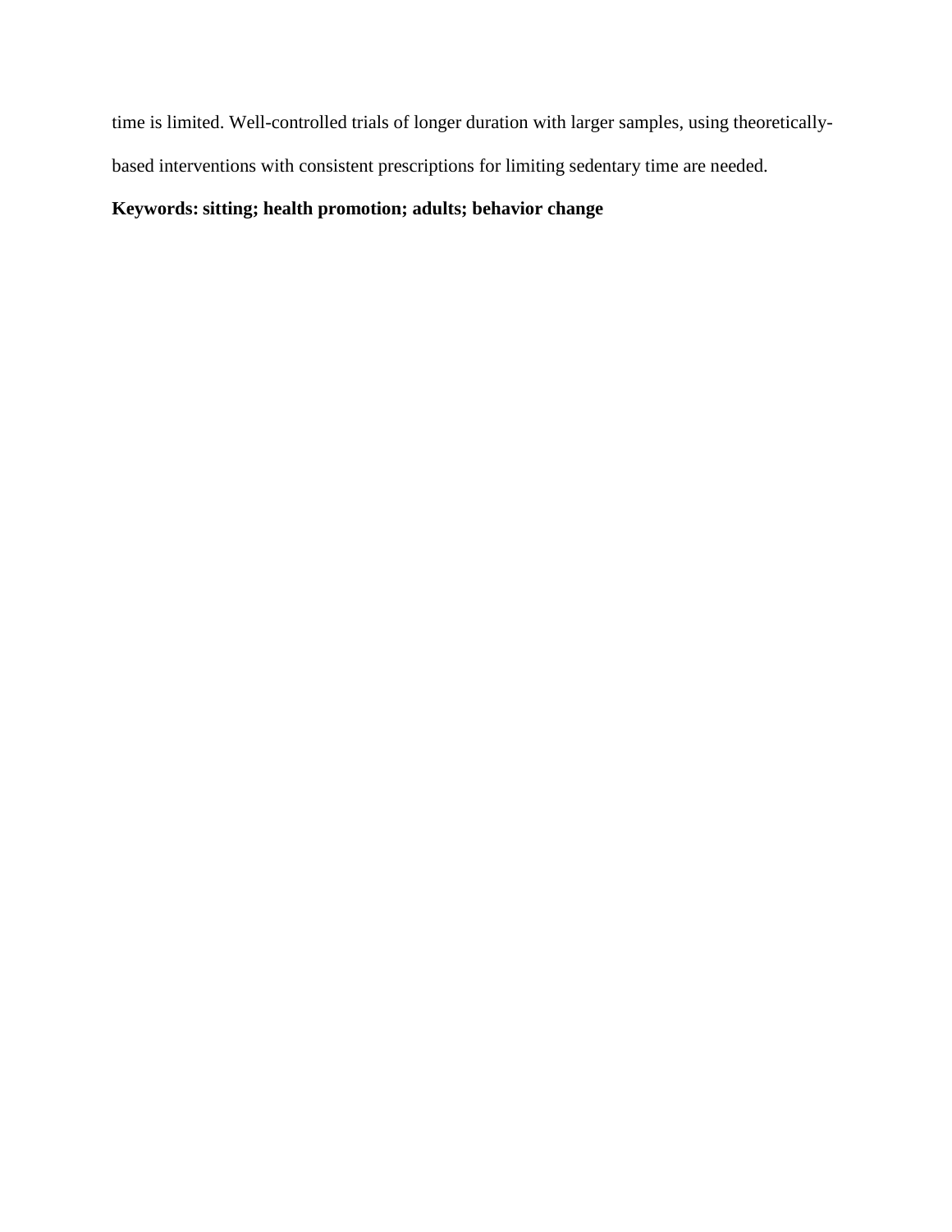time is limited. Well-controlled trials of longer duration with larger samples, using theoretically-based interventions with consistent prescriptions for limiting sedentary time are needed.

**Keywords: sitting; health promotion; adults; behavior change**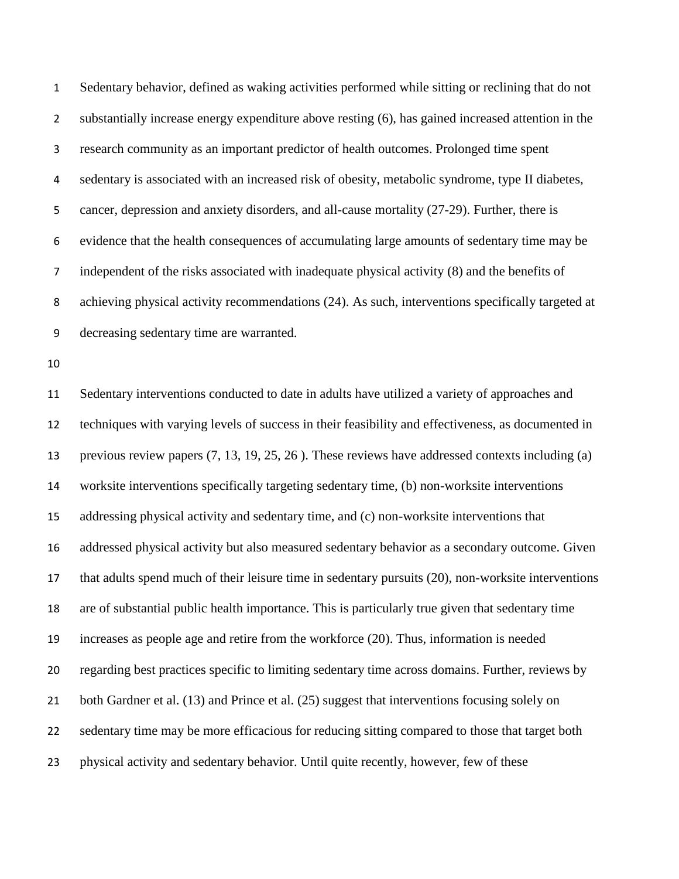Sedentary behavior, defined as waking activities performed while sitting or reclining that do not substantially increase energy expenditure above resting (6), has gained increased attention in the research community as an important predictor of health outcomes. Prolonged time spent sedentary is associated with an increased risk of obesity, metabolic syndrome, type II diabetes, cancer, depression and anxiety disorders, and all-cause mortality (27-29). Further, there is evidence that the health consequences of accumulating large amounts of sedentary time may be independent of the risks associated with inadequate physical activity (8) and the benefits of achieving physical activity recommendations (24). As such, interventions specifically targeted at decreasing sedentary time are warranted.

Sedentary interventions conducted to date in adults have utilized a variety of approaches and techniques with varying levels of success in their feasibility and effectiveness, as documented in previous review papers (7, 13, 19, 25, 26 ). These reviews have addressed contexts including (a) worksite interventions specifically targeting sedentary time, (b) non-worksite interventions addressing physical activity and sedentary time, and (c) non-worksite interventions that addressed physical activity but also measured sedentary behavior as a secondary outcome. Given that adults spend much of their leisure time in sedentary pursuits (20), non-worksite interventions are of substantial public health importance. This is particularly true given that sedentary time increases as people age and retire from the workforce (20). Thus, information is needed regarding best practices specific to limiting sedentary time across domains. Further, reviews by both Gardner et al. (13) and Prince et al. (25) suggest that interventions focusing solely on sedentary time may be more efficacious for reducing sitting compared to those that target both physical activity and sedentary behavior. Until quite recently, however, few of these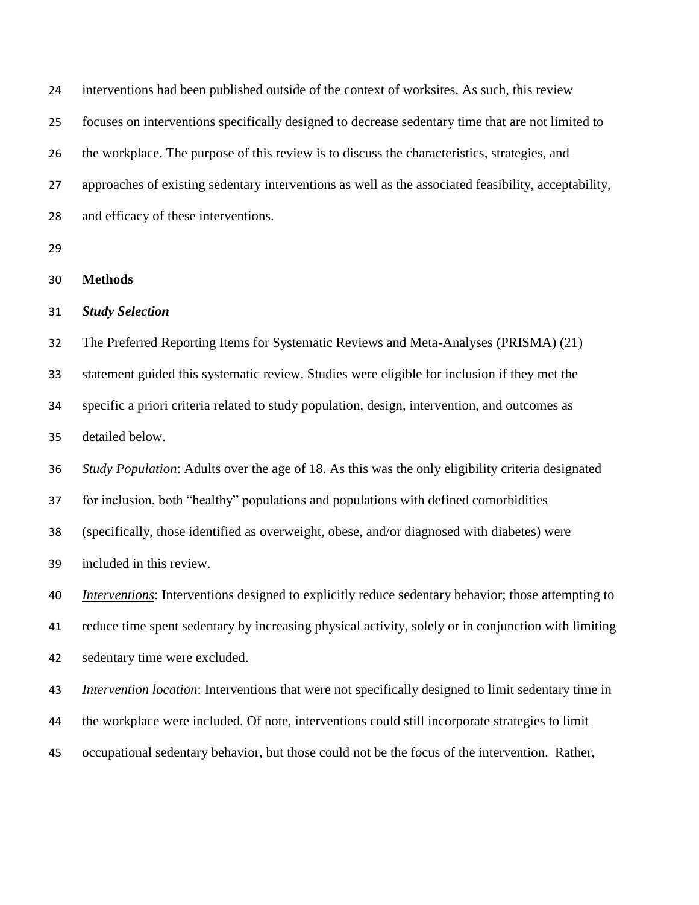interventions had been published outside of the context of worksites. As such, this review focuses on interventions specifically designed to decrease sedentary time that are not limited to the workplace. The purpose of this review is to discuss the characteristics, strategies, and approaches of existing sedentary interventions as well as the associated feasibility, acceptability, and efficacy of these interventions.

## Methods

### *Study Selection*

The Preferred Reporting Items for Systematic Reviews and Meta-Analyses (PRISMA) (21) statement guided this systematic review. Studies were eligible for inclusion if they met the specific a priori criteria related to study population, design, intervention, and outcomes as detailed below.

*Study Population*: Adults over the age of 18. As this was the only eligibility criteria designated for inclusion, both "healthy" populations and populations with defined comorbidities (specifically, those identified as overweight, obese, and/or diagnosed with diabetes) were included in this review.

*Interventions*: Interventions designed to explicitly reduce sedentary behavior; those attempting to reduce time spent sedentary by increasing physical activity, solely or in conjunction with limiting sedentary time were excluded.

*Intervention location*: Interventions that were not specifically designed to limit sedentary time in the workplace were included. Of note, interventions could still incorporate strategies to limit occupational sedentary behavior, but those could not be the focus of the intervention. Rather,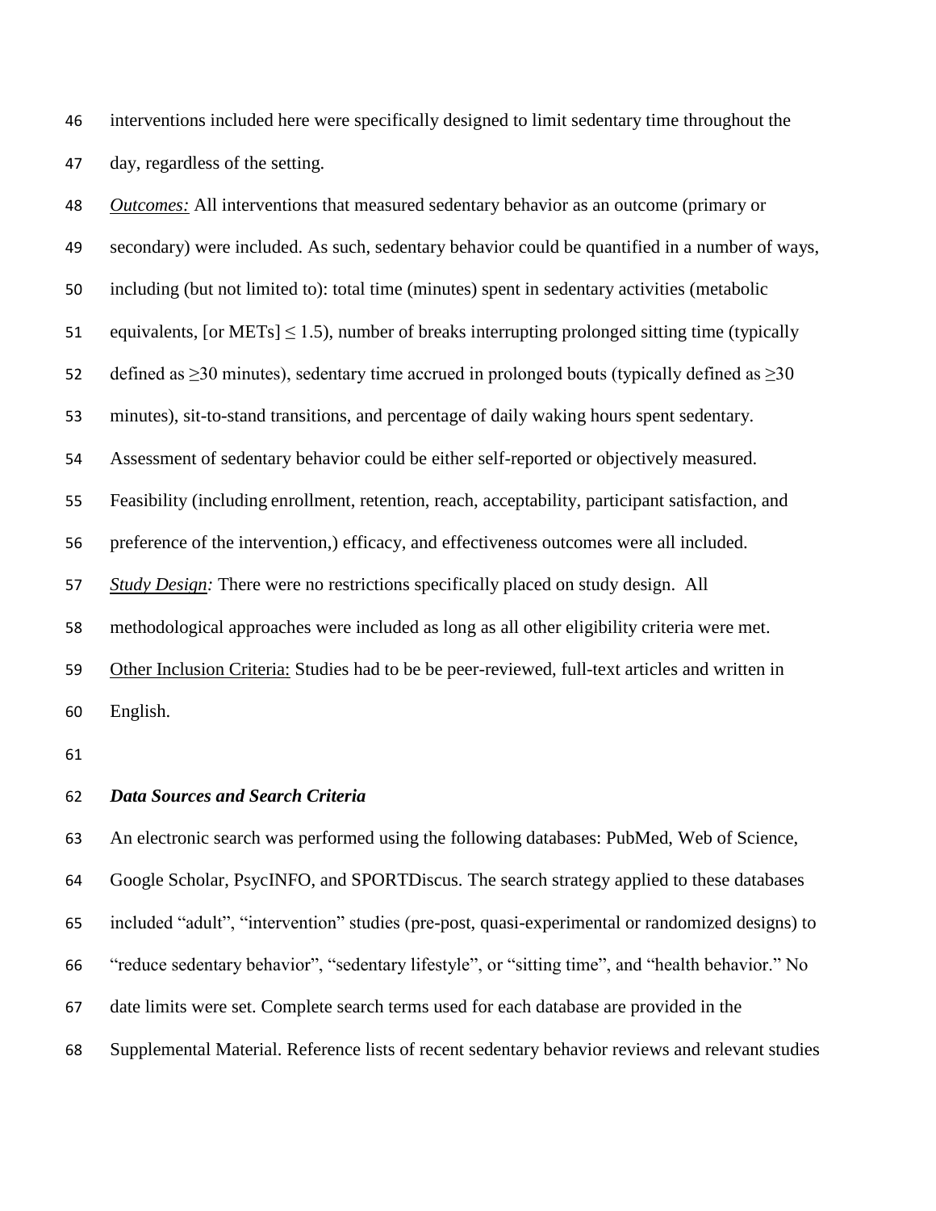interventions included here were specifically designed to limit sedentary time throughout the day, regardless of the setting.

*Outcomes:* All interventions that measured sedentary behavior as an outcome (primary or secondary) were included. As such, sedentary behavior could be quantified in a number of ways, including (but not limited to): total time (minutes) spent in sedentary activities (metabolic equivalents, [or METs] $\leq 1.5$), number of breaks interrupting prolonged sitting time (typically defined as $\geq$30 minutes), sedentary time accrued in prolonged bouts (typically defined as $\geq$30 minutes), sit-to-stand transitions, and percentage of daily waking hours spent sedentary. Assessment of sedentary behavior could be either self-reported or objectively measured. Feasibility (including enrollment, retention, reach, acceptability, participant satisfaction, and preference of the intervention,) efficacy, and effectiveness outcomes were all included.

*Study Design:* There were no restrictions specifically placed on study design. All methodological approaches were included as long as all other eligibility criteria were met.

Other Inclusion Criteria: Studies had to be be peer-reviewed, full-text articles and written in English.

### *Data Sources and Search Criteria*

An electronic search was performed using the following databases: PubMed, Web of Science, Google Scholar, PsycINFO, and SPORTDiscus. The search strategy applied to these databases included "adult", "intervention" studies (pre-post, quasi-experimental or randomized designs) to "reduce sedentary behavior", "sedentary lifestyle", or "sitting time", and "health behavior." No date limits were set. Complete search terms used for each database are provided in the Supplemental Material. Reference lists of recent sedentary behavior reviews and relevant studies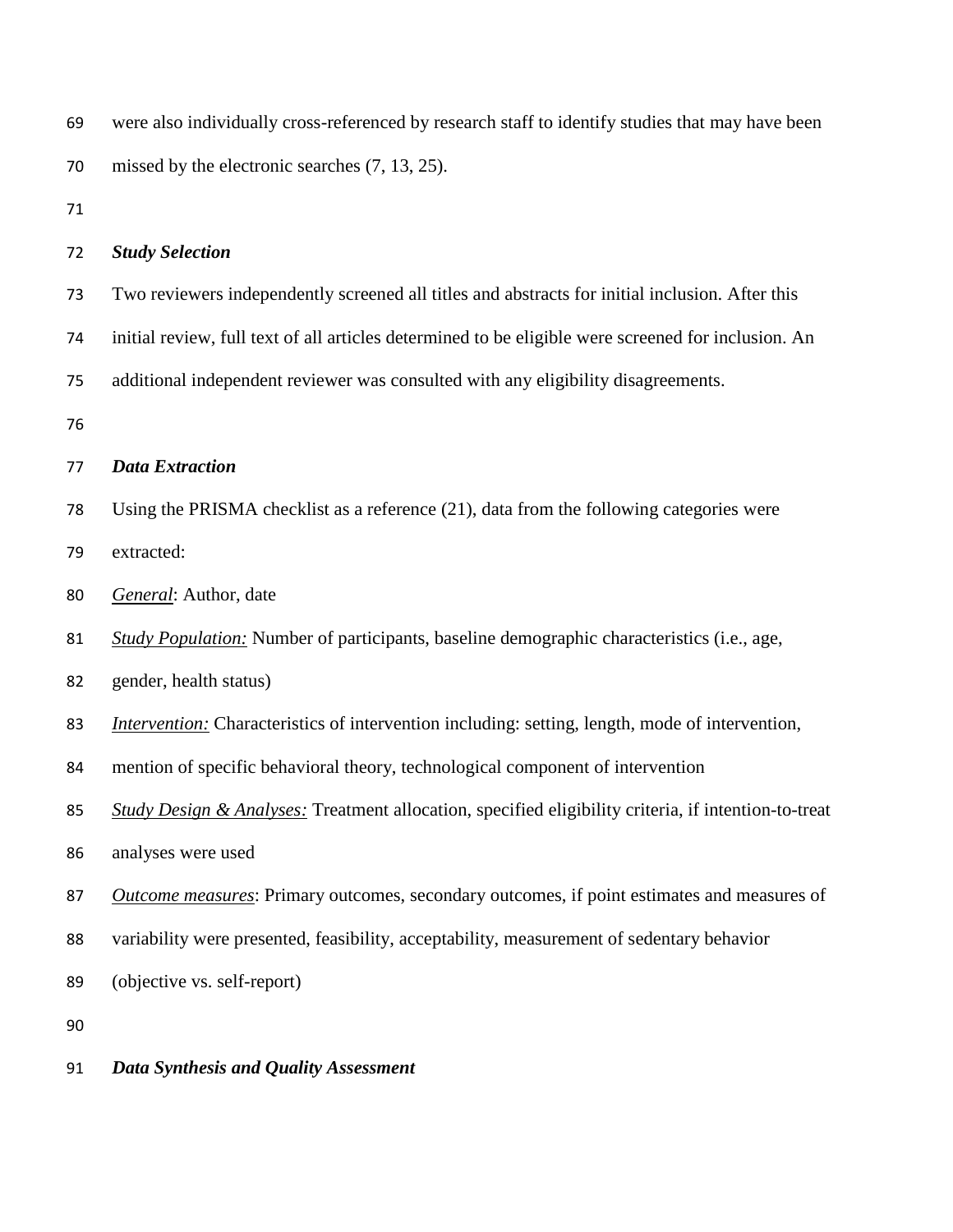were also individually cross-referenced by research staff to identify studies that may have been missed by the electronic searches (7, 13, 25).

***Study Selection***

Two reviewers independently screened all titles and abstracts for initial inclusion. After this initial review, full text of all articles determined to be eligible were screened for inclusion. An additional independent reviewer was consulted with any eligibility disagreements.

***Data Extraction***

Using the PRISMA checklist as a reference (21), data from the following categories were extracted:

*General*: Author, date

*Study Population:* Number of participants, baseline demographic characteristics (i.e., age, gender, health status)

*Intervention:* Characteristics of intervention including: setting, length, mode of intervention, mention of specific behavioral theory, technological component of intervention

*Study Design & Analyses:* Treatment allocation, specified eligibility criteria, if intention-to-treat analyses were used

*Outcome measures*: Primary outcomes, secondary outcomes, if point estimates and measures of variability were presented, feasibility, acceptability, measurement of sedentary behavior (objective vs. self-report)

***Data Synthesis and Quality Assessment***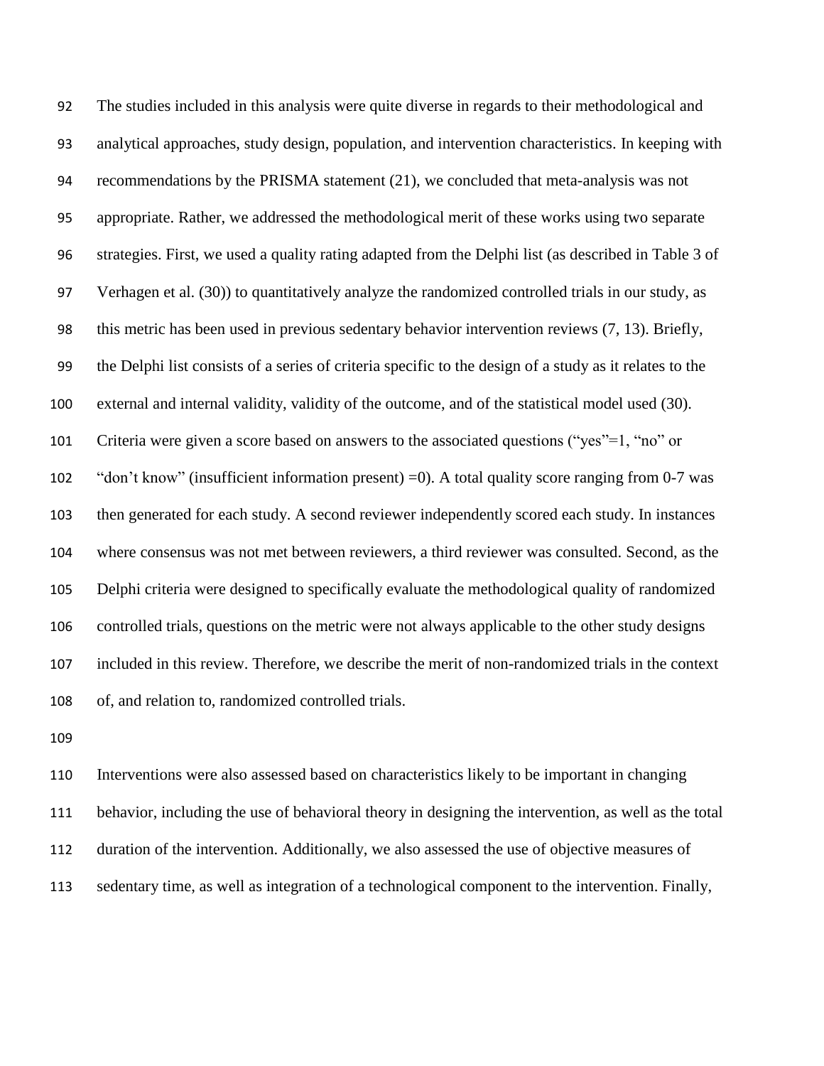The studies included in this analysis were quite diverse in regards to their methodological and analytical approaches, study design, population, and intervention characteristics. In keeping with recommendations by the PRISMA statement (21), we concluded that meta-analysis was not appropriate. Rather, we addressed the methodological merit of these works using two separate strategies. First, we used a quality rating adapted from the Delphi list (as described in Table 3 of Verhagen et al. (30)) to quantitatively analyze the randomized controlled trials in our study, as this metric has been used in previous sedentary behavior intervention reviews (7, 13). Briefly, the Delphi list consists of a series of criteria specific to the design of a study as it relates to the external and internal validity, validity of the outcome, and of the statistical model used (30). Criteria were given a score based on answers to the associated questions ("yes"=1, "no" or "don't know" (insufficient information present) =0). A total quality score ranging from 0-7 was then generated for each study. A second reviewer independently scored each study. In instances where consensus was not met between reviewers, a third reviewer was consulted. Second, as the Delphi criteria were designed to specifically evaluate the methodological quality of randomized controlled trials, questions on the metric were not always applicable to the other study designs included in this review. Therefore, we describe the merit of non-randomized trials in the context of, and relation to, randomized controlled trials.

Interventions were also assessed based on characteristics likely to be important in changing behavior, including the use of behavioral theory in designing the intervention, as well as the total duration of the intervention. Additionally, we also assessed the use of objective measures of sedentary time, as well as integration of a technological component to the intervention. Finally,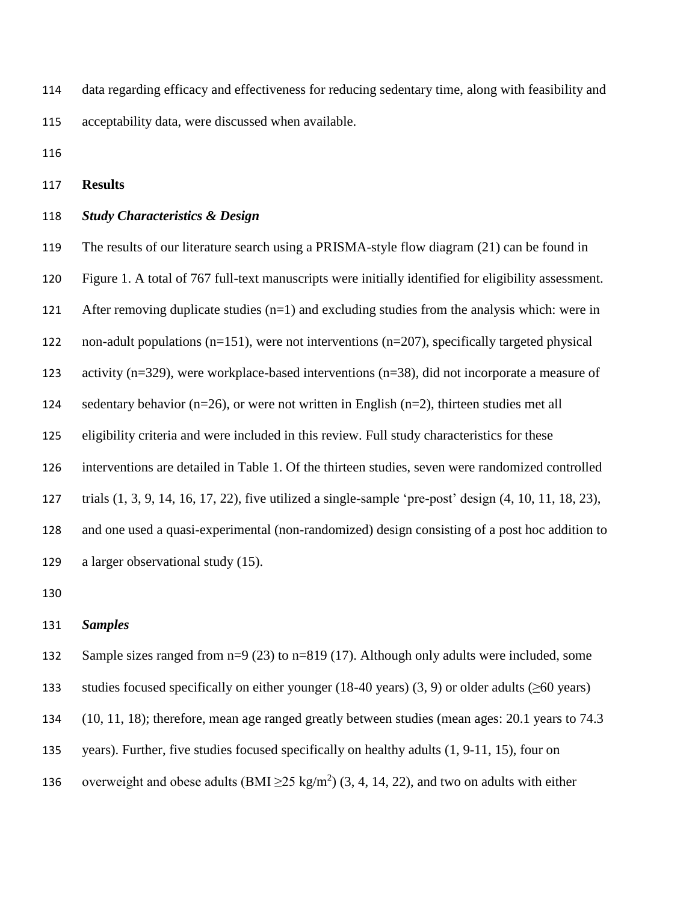data regarding efficacy and effectiveness for reducing sedentary time, along with feasibility and acceptability data, were discussed when available.

## Results

### *Study Characteristics & Design*

The results of our literature search using a PRISMA-style flow diagram (21) can be found in Figure 1. A total of 767 full-text manuscripts were initially identified for eligibility assessment. After removing duplicate studies (n=1) and excluding studies from the analysis which: were in non-adult populations (n=151), were not interventions (n=207), specifically targeted physical activity (n=329), were workplace-based interventions (n=38), did not incorporate a measure of sedentary behavior (n=26), or were not written in English (n=2), thirteen studies met all eligibility criteria and were included in this review. Full study characteristics for these interventions are detailed in Table 1. Of the thirteen studies, seven were randomized controlled trials (1, 3, 9, 14, 16, 17, 22), five utilized a single-sample 'pre-post' design (4, 10, 11, 18, 23), and one used a quasi-experimental (non-randomized) design consisting of a post hoc addition to a larger observational study (15).

### *Samples*

Sample sizes ranged from n=9 (23) to n=819 (17). Although only adults were included, some studies focused specifically on either younger (18-40 years) (3, 9) or older adults (≥60 years) (10, 11, 18); therefore, mean age ranged greatly between studies (mean ages: 20.1 years to 74.3 years). Further, five studies focused specifically on healthy adults (1, 9-11, 15), four on overweight and obese adults (BMI ≥25 $kg/m^2$) (3, 4, 14, 22), and two on adults with either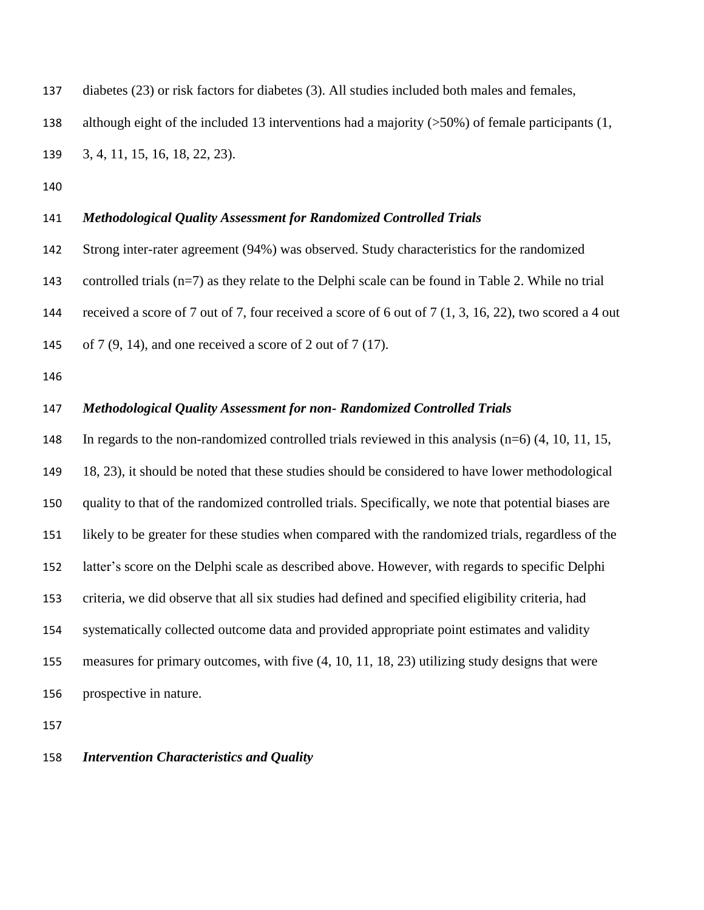diabetes (23) or risk factors for diabetes (3). All studies included both males and females, although eight of the included 13 interventions had a majority (>50%) of female participants (1, 3, 4, 11, 15, 16, 18, 22, 23).

### *Methodological Quality Assessment for Randomized Controlled Trials*

Strong inter-rater agreement (94%) was observed. Study characteristics for the randomized controlled trials (n=7) as they relate to the Delphi scale can be found in Table 2. While no trial received a score of 7 out of 7, four received a score of 6 out of 7 (1, 3, 16, 22), two scored a 4 out of 7 (9, 14), and one received a score of 2 out of 7 (17).

### *Methodological Quality Assessment for non- Randomized Controlled Trials*

In regards to the non-randomized controlled trials reviewed in this analysis (n=6) (4, 10, 11, 15, 18, 23), it should be noted that these studies should be considered to have lower methodological quality to that of the randomized controlled trials. Specifically, we note that potential biases are likely to be greater for these studies when compared with the randomized trials, regardless of the latter's score on the Delphi scale as described above. However, with regards to specific Delphi criteria, we did observe that all six studies had defined and specified eligibility criteria, had systematically collected outcome data and provided appropriate point estimates and validity measures for primary outcomes, with five (4, 10, 11, 18, 23) utilizing study designs that were prospective in nature.

### *Intervention Characteristics and Quality*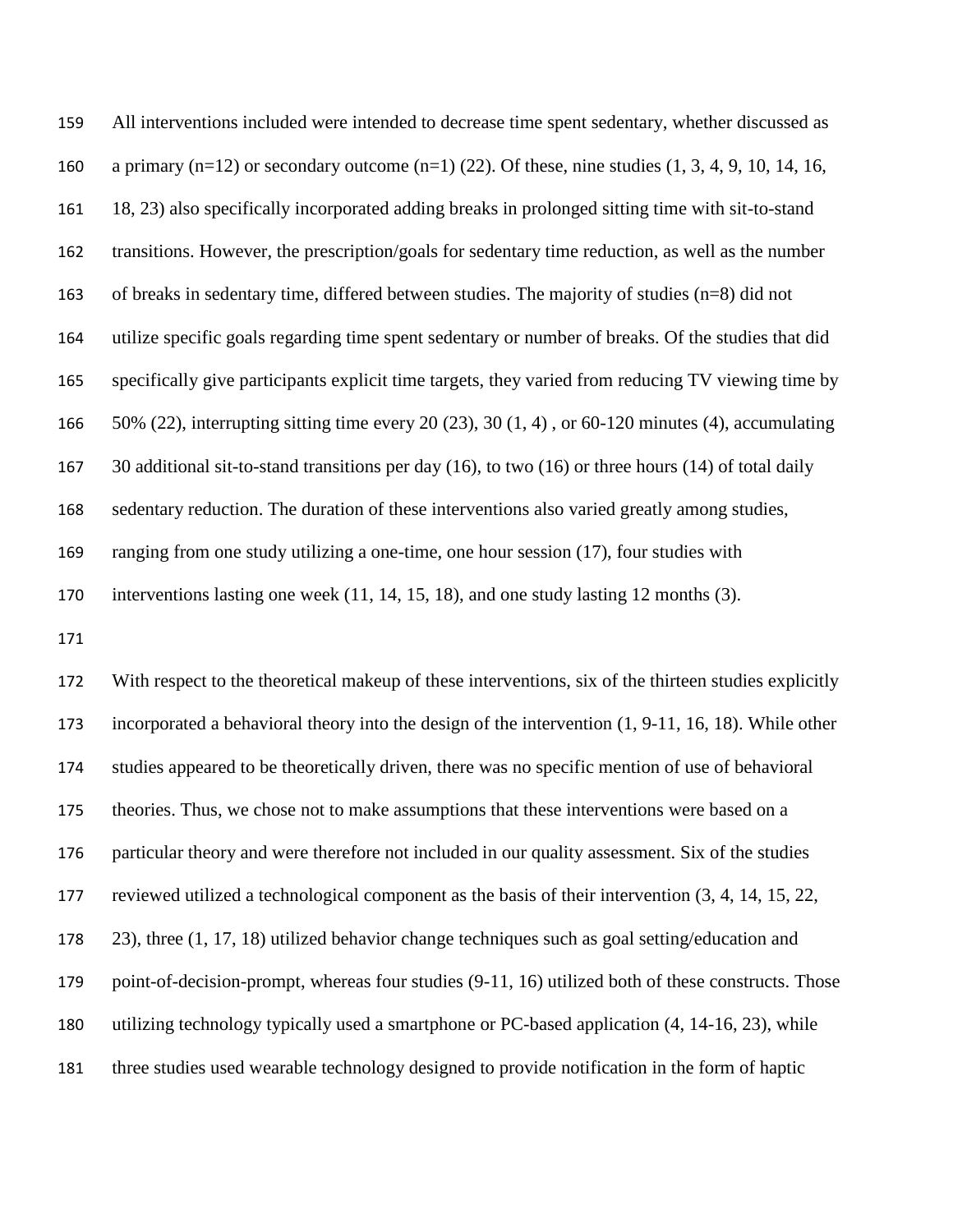All interventions included were intended to decrease time spent sedentary, whether discussed as a primary (n=12) or secondary outcome (n=1) (22). Of these, nine studies (1, 3, 4, 9, 10, 14, 16, 18, 23) also specifically incorporated adding breaks in prolonged sitting time with sit-to-stand transitions. However, the prescription/goals for sedentary time reduction, as well as the number of breaks in sedentary time, differed between studies. The majority of studies (n=8) did not utilize specific goals regarding time spent sedentary or number of breaks. Of the studies that did specifically give participants explicit time targets, they varied from reducing TV viewing time by 50% (22), interrupting sitting time every 20 (23), 30 (1, 4) , or 60-120 minutes (4), accumulating 30 additional sit-to-stand transitions per day (16), to two (16) or three hours (14) of total daily sedentary reduction. The duration of these interventions also varied greatly among studies, ranging from one study utilizing a one-time, one hour session (17), four studies with interventions lasting one week (11, 14, 15, 18), and one study lasting 12 months (3).

With respect to the theoretical makeup of these interventions, six of the thirteen studies explicitly incorporated a behavioral theory into the design of the intervention (1, 9-11, 16, 18). While other studies appeared to be theoretically driven, there was no specific mention of use of behavioral theories. Thus, we chose not to make assumptions that these interventions were based on a particular theory and were therefore not included in our quality assessment. Six of the studies reviewed utilized a technological component as the basis of their intervention (3, 4, 14, 15, 22, 23), three (1, 17, 18) utilized behavior change techniques such as goal setting/education and point-of-decision-prompt, whereas four studies (9-11, 16) utilized both of these constructs. Those utilizing technology typically used a smartphone or PC-based application (4, 14-16, 23), while three studies used wearable technology designed to provide notification in the form of haptic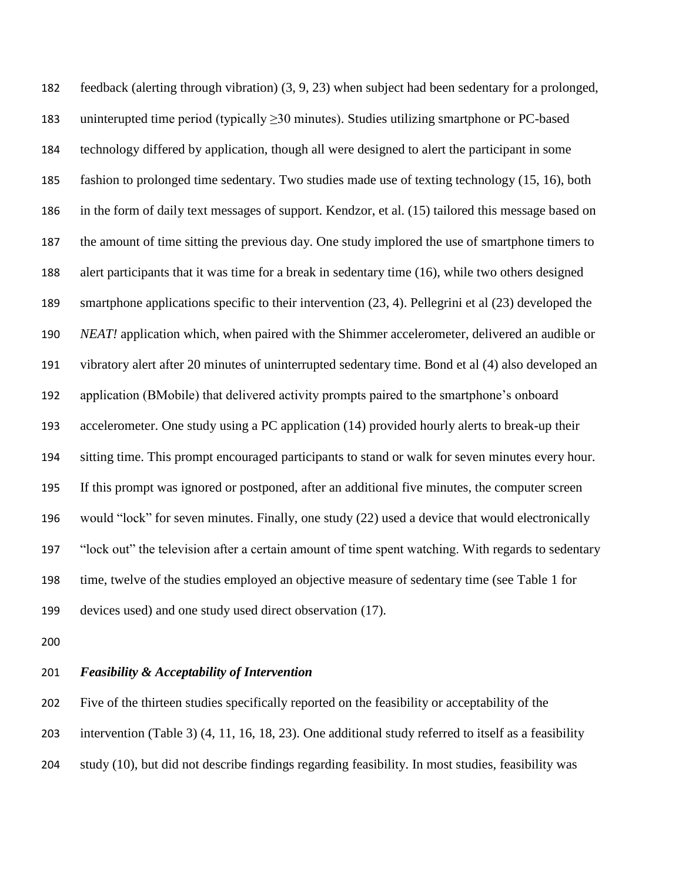feedback (alerting through vibration) (3, 9, 23) when subject had been sedentary for a prolonged, uninterupted time period (typically ≥30 minutes). Studies utilizing smartphone or PC-based technology differed by application, though all were designed to alert the participant in some fashion to prolonged time sedentary. Two studies made use of texting technology (15, 16), both in the form of daily text messages of support. Kendzor, et al. (15) tailored this message based on the amount of time sitting the previous day. One study implored the use of smartphone timers to alert participants that it was time for a break in sedentary time (16), while two others designed smartphone applications specific to their intervention (23, 4). Pellegrini et al (23) developed the *NEAT!* application which, when paired with the Shimmer accelerometer, delivered an audible or vibratory alert after 20 minutes of uninterrupted sedentary time. Bond et al (4) also developed an application (BMobile) that delivered activity prompts paired to the smartphone's onboard accelerometer. One study using a PC application (14) provided hourly alerts to break-up their sitting time. This prompt encouraged participants to stand or walk for seven minutes every hour. If this prompt was ignored or postponed, after an additional five minutes, the computer screen would "lock" for seven minutes. Finally, one study (22) used a device that would electronically "lock out" the television after a certain amount of time spent watching. With regards to sedentary time, twelve of the studies employed an objective measure of sedentary time (see Table 1 for devices used) and one study used direct observation (17).

### *Feasibility & Acceptability of Intervention*

Five of the thirteen studies specifically reported on the feasibility or acceptability of the intervention (Table 3) (4, 11, 16, 18, 23). One additional study referred to itself as a feasibility study (10), but did not describe findings regarding feasibility. In most studies, feasibility was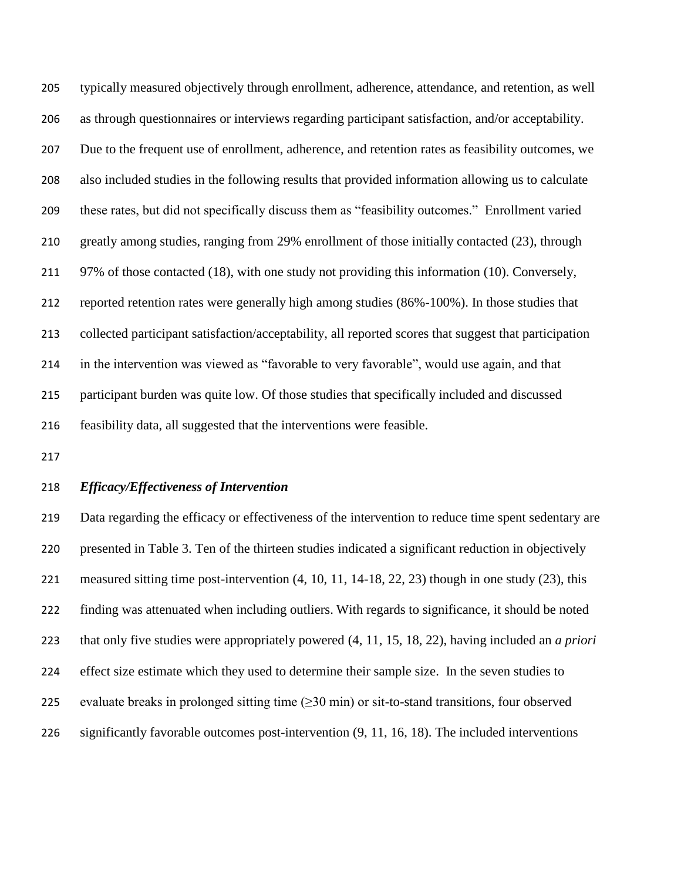typically measured objectively through enrollment, adherence, attendance, and retention, as well as through questionnaires or interviews regarding participant satisfaction, and/or acceptability. Due to the frequent use of enrollment, adherence, and retention rates as feasibility outcomes, we also included studies in the following results that provided information allowing us to calculate these rates, but did not specifically discuss them as "feasibility outcomes." Enrollment varied greatly among studies, ranging from 29% enrollment of those initially contacted (23), through 97% of those contacted (18), with one study not providing this information (10). Conversely, reported retention rates were generally high among studies (86%-100%). In those studies that collected participant satisfaction/acceptability, all reported scores that suggest that participation in the intervention was viewed as "favorable to very favorable", would use again, and that participant burden was quite low. Of those studies that specifically included and discussed feasibility data, all suggested that the interventions were feasible.

### *Efficacy/Effectiveness of Intervention*

Data regarding the efficacy or effectiveness of the intervention to reduce time spent sedentary are presented in Table 3. Ten of the thirteen studies indicated a significant reduction in objectively measured sitting time post-intervention (4, 10, 11, 14-18, 22, 23) though in one study (23), this finding was attenuated when including outliers. With regards to significance, it should be noted that only five studies were appropriately powered (4, 11, 15, 18, 22), having included an *a priori* effect size estimate which they used to determine their sample size. In the seven studies to evaluate breaks in prolonged sitting time (≥30 min) or sit-to-stand transitions, four observed significantly favorable outcomes post-intervention (9, 11, 16, 18). The included interventions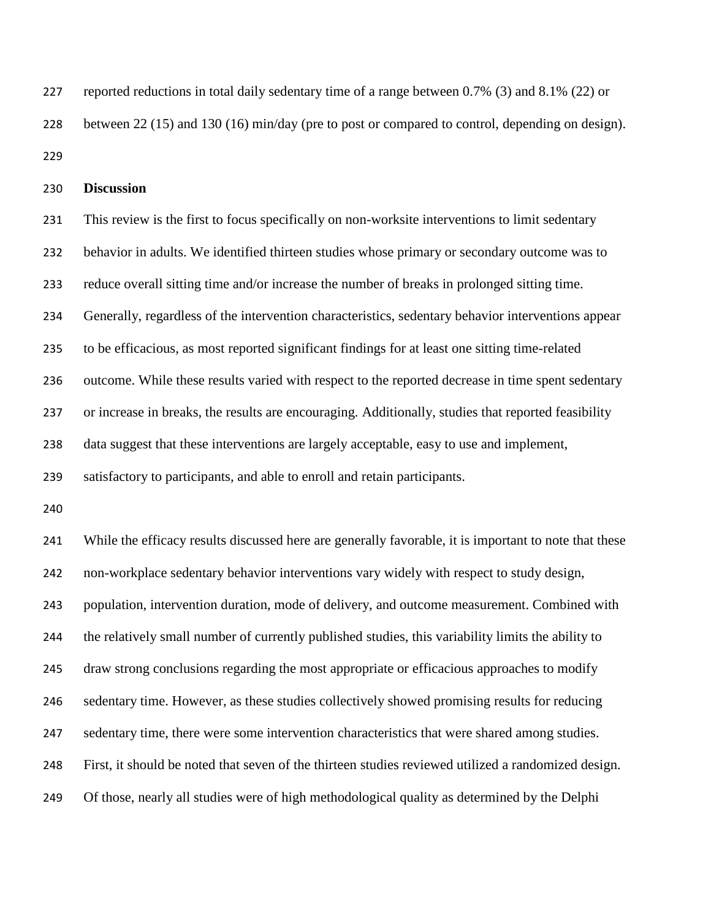reported reductions in total daily sedentary time of a range between 0.7% (3) and 8.1% (22) or between 22 (15) and 130 (16) min/day (pre to post or compared to control, depending on design).

## Discussion

This review is the first to focus specifically on non-worksite interventions to limit sedentary behavior in adults. We identified thirteen studies whose primary or secondary outcome was to reduce overall sitting time and/or increase the number of breaks in prolonged sitting time. Generally, regardless of the intervention characteristics, sedentary behavior interventions appear to be efficacious, as most reported significant findings for at least one sitting time-related outcome. While these results varied with respect to the reported decrease in time spent sedentary or increase in breaks, the results are encouraging. Additionally, studies that reported feasibility data suggest that these interventions are largely acceptable, easy to use and implement, satisfactory to participants, and able to enroll and retain participants.

While the efficacy results discussed here are generally favorable, it is important to note that these non-workplace sedentary behavior interventions vary widely with respect to study design, population, intervention duration, mode of delivery, and outcome measurement. Combined with the relatively small number of currently published studies, this variability limits the ability to draw strong conclusions regarding the most appropriate or efficacious approaches to modify sedentary time. However, as these studies collectively showed promising results for reducing sedentary time, there were some intervention characteristics that were shared among studies. First, it should be noted that seven of the thirteen studies reviewed utilized a randomized design. Of those, nearly all studies were of high methodological quality as determined by the Delphi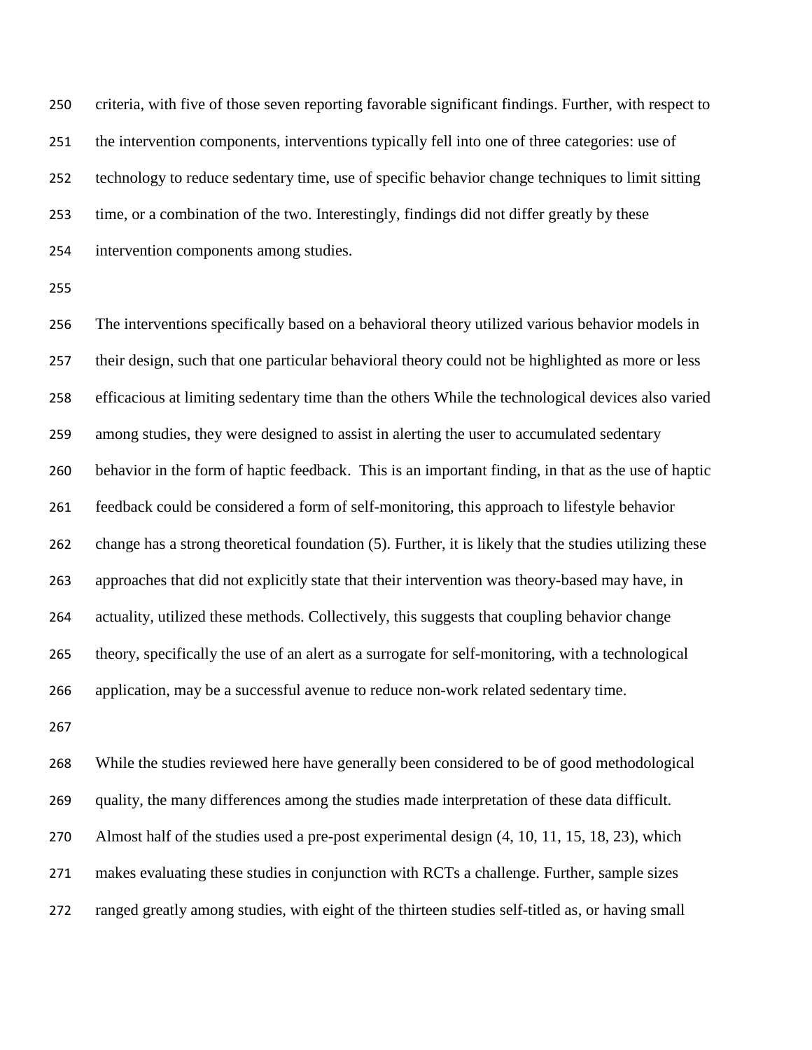criteria, with five of those seven reporting favorable significant findings. Further, with respect to the intervention components, interventions typically fell into one of three categories: use of technology to reduce sedentary time, use of specific behavior change techniques to limit sitting time, or a combination of the two. Interestingly, findings did not differ greatly by these intervention components among studies.

The interventions specifically based on a behavioral theory utilized various behavior models in their design, such that one particular behavioral theory could not be highlighted as more or less efficacious at limiting sedentary time than the others While the technological devices also varied among studies, they were designed to assist in alerting the user to accumulated sedentary behavior in the form of haptic feedback. This is an important finding, in that as the use of haptic feedback could be considered a form of self-monitoring, this approach to lifestyle behavior change has a strong theoretical foundation (5). Further, it is likely that the studies utilizing these approaches that did not explicitly state that their intervention was theory-based may have, in actuality, utilized these methods. Collectively, this suggests that coupling behavior change theory, specifically the use of an alert as a surrogate for self-monitoring, with a technological application, may be a successful avenue to reduce non-work related sedentary time.

While the studies reviewed here have generally been considered to be of good methodological quality, the many differences among the studies made interpretation of these data difficult. Almost half of the studies used a pre-post experimental design (4, 10, 11, 15, 18, 23), which makes evaluating these studies in conjunction with RCTs a challenge. Further, sample sizes ranged greatly among studies, with eight of the thirteen studies self-titled as, or having small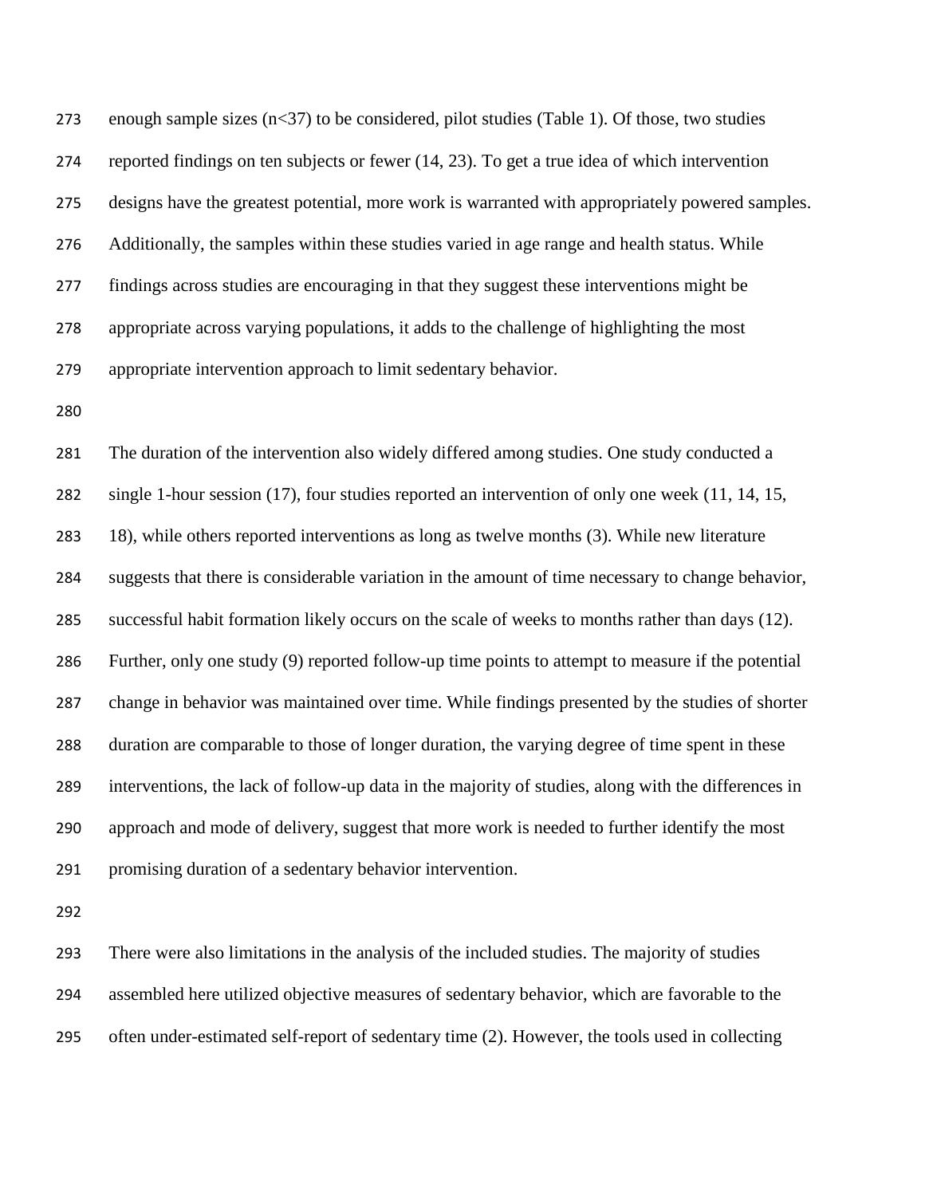enough sample sizes (n<37) to be considered, pilot studies (Table 1). Of those, two studies reported findings on ten subjects or fewer (14, 23). To get a true idea of which intervention designs have the greatest potential, more work is warranted with appropriately powered samples. Additionally, the samples within these studies varied in age range and health status. While findings across studies are encouraging in that they suggest these interventions might be appropriate across varying populations, it adds to the challenge of highlighting the most appropriate intervention approach to limit sedentary behavior.

The duration of the intervention also widely differed among studies. One study conducted a single 1-hour session (17), four studies reported an intervention of only one week (11, 14, 15, 18), while others reported interventions as long as twelve months (3). While new literature suggests that there is considerable variation in the amount of time necessary to change behavior, successful habit formation likely occurs on the scale of weeks to months rather than days (12). Further, only one study (9) reported follow-up time points to attempt to measure if the potential change in behavior was maintained over time. While findings presented by the studies of shorter duration are comparable to those of longer duration, the varying degree of time spent in these interventions, the lack of follow-up data in the majority of studies, along with the differences in approach and mode of delivery, suggest that more work is needed to further identify the most promising duration of a sedentary behavior intervention.

There were also limitations in the analysis of the included studies. The majority of studies assembled here utilized objective measures of sedentary behavior, which are favorable to the often under-estimated self-report of sedentary time (2). However, the tools used in collecting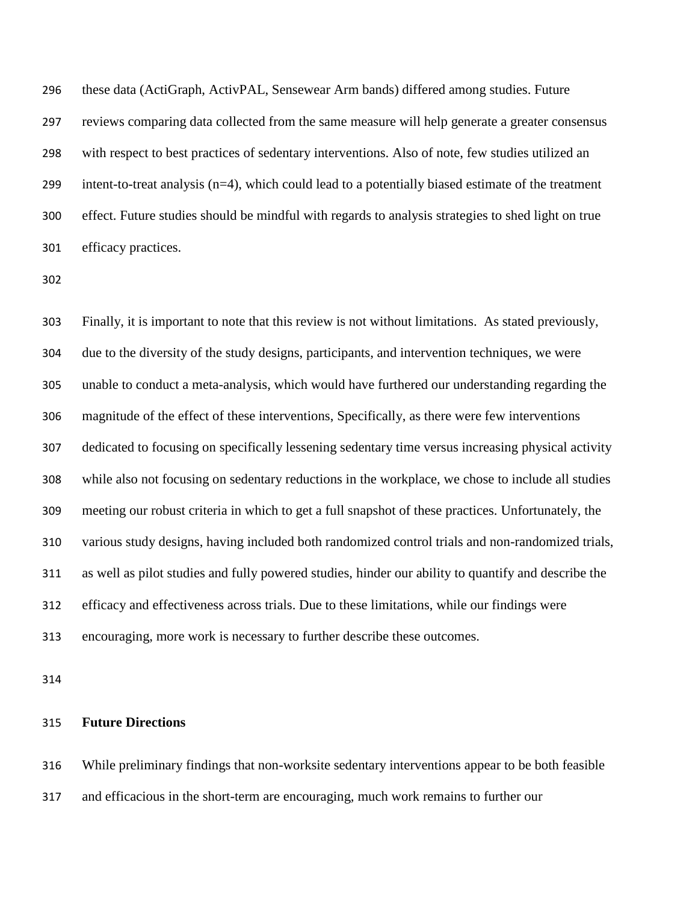these data (ActiGraph, ActivPAL, Sensewear Arm bands) differed among studies. Future reviews comparing data collected from the same measure will help generate a greater consensus with respect to best practices of sedentary interventions. Also of note, few studies utilized an intent-to-treat analysis (n=4), which could lead to a potentially biased estimate of the treatment effect. Future studies should be mindful with regards to analysis strategies to shed light on true efficacy practices.

Finally, it is important to note that this review is not without limitations. As stated previously, due to the diversity of the study designs, participants, and intervention techniques, we were unable to conduct a meta-analysis, which would have furthered our understanding regarding the magnitude of the effect of these interventions, Specifically, as there were few interventions dedicated to focusing on specifically lessening sedentary time versus increasing physical activity while also not focusing on sedentary reductions in the workplace, we chose to include all studies meeting our robust criteria in which to get a full snapshot of these practices. Unfortunately, the various study designs, having included both randomized control trials and non-randomized trials, as well as pilot studies and fully powered studies, hinder our ability to quantify and describe the efficacy and effectiveness across trials. Due to these limitations, while our findings were encouraging, more work is necessary to further describe these outcomes.

## Future Directions

While preliminary findings that non-worksite sedentary interventions appear to be both feasible and efficacious in the short-term are encouraging, much work remains to further our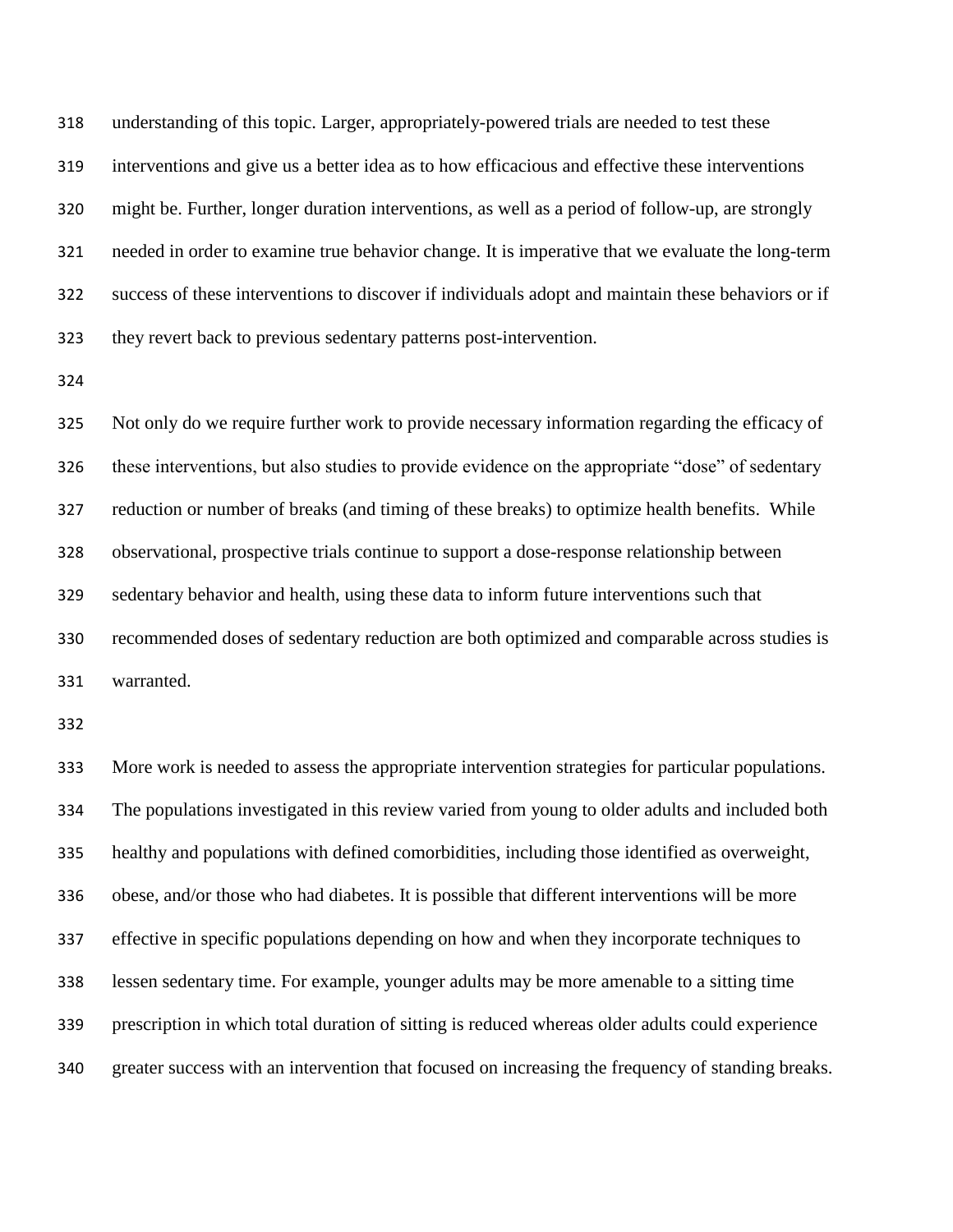understanding of this topic. Larger, appropriately-powered trials are needed to test these interventions and give us a better idea as to how efficacious and effective these interventions might be. Further, longer duration interventions, as well as a period of follow-up, are strongly needed in order to examine true behavior change. It is imperative that we evaluate the long-term success of these interventions to discover if individuals adopt and maintain these behaviors or if they revert back to previous sedentary patterns post-intervention.

Not only do we require further work to provide necessary information regarding the efficacy of these interventions, but also studies to provide evidence on the appropriate "dose" of sedentary reduction or number of breaks (and timing of these breaks) to optimize health benefits. While observational, prospective trials continue to support a dose-response relationship between sedentary behavior and health, using these data to inform future interventions such that recommended doses of sedentary reduction are both optimized and comparable across studies is warranted.

More work is needed to assess the appropriate intervention strategies for particular populations. The populations investigated in this review varied from young to older adults and included both healthy and populations with defined comorbidities, including those identified as overweight, obese, and/or those who had diabetes. It is possible that different interventions will be more effective in specific populations depending on how and when they incorporate techniques to lessen sedentary time. For example, younger adults may be more amenable to a sitting time prescription in which total duration of sitting is reduced whereas older adults could experience greater success with an intervention that focused on increasing the frequency of standing breaks.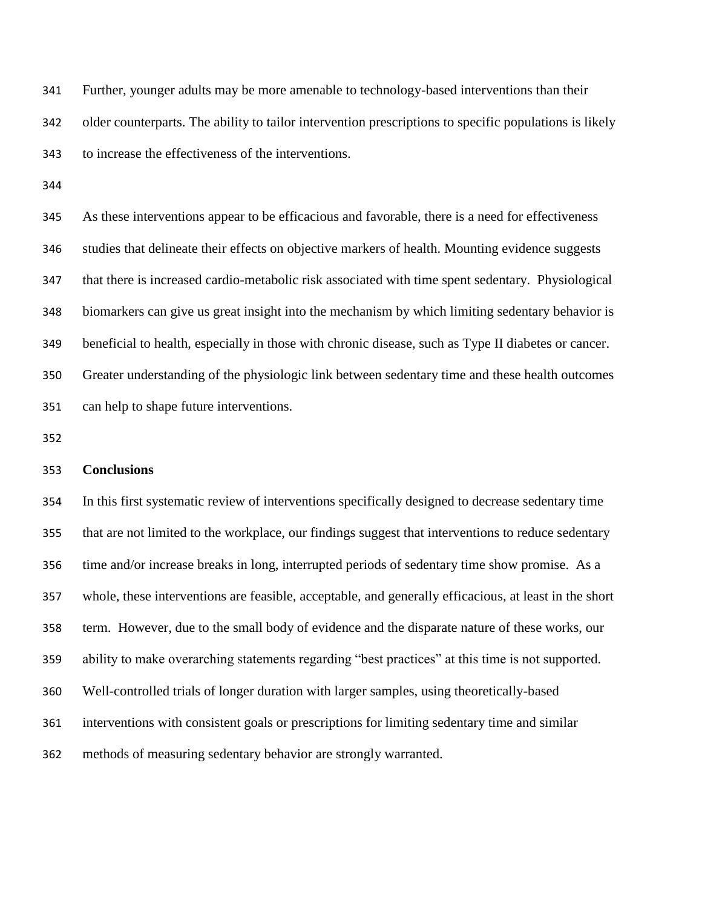Further, younger adults may be more amenable to technology-based interventions than their older counterparts. The ability to tailor intervention prescriptions to specific populations is likely to increase the effectiveness of the interventions.

As these interventions appear to be efficacious and favorable, there is a need for effectiveness studies that delineate their effects on objective markers of health. Mounting evidence suggests that there is increased cardio-metabolic risk associated with time spent sedentary. Physiological biomarkers can give us great insight into the mechanism by which limiting sedentary behavior is beneficial to health, especially in those with chronic disease, such as Type II diabetes or cancer. Greater understanding of the physiologic link between sedentary time and these health outcomes can help to shape future interventions.

**Conclusions**

In this first systematic review of interventions specifically designed to decrease sedentary time that are not limited to the workplace, our findings suggest that interventions to reduce sedentary time and/or increase breaks in long, interrupted periods of sedentary time show promise. As a whole, these interventions are feasible, acceptable, and generally efficacious, at least in the short term. However, due to the small body of evidence and the disparate nature of these works, our ability to make overarching statements regarding "best practices" at this time is not supported. Well-controlled trials of longer duration with larger samples, using theoretically-based interventions with consistent goals or prescriptions for limiting sedentary time and similar methods of measuring sedentary behavior are strongly warranted.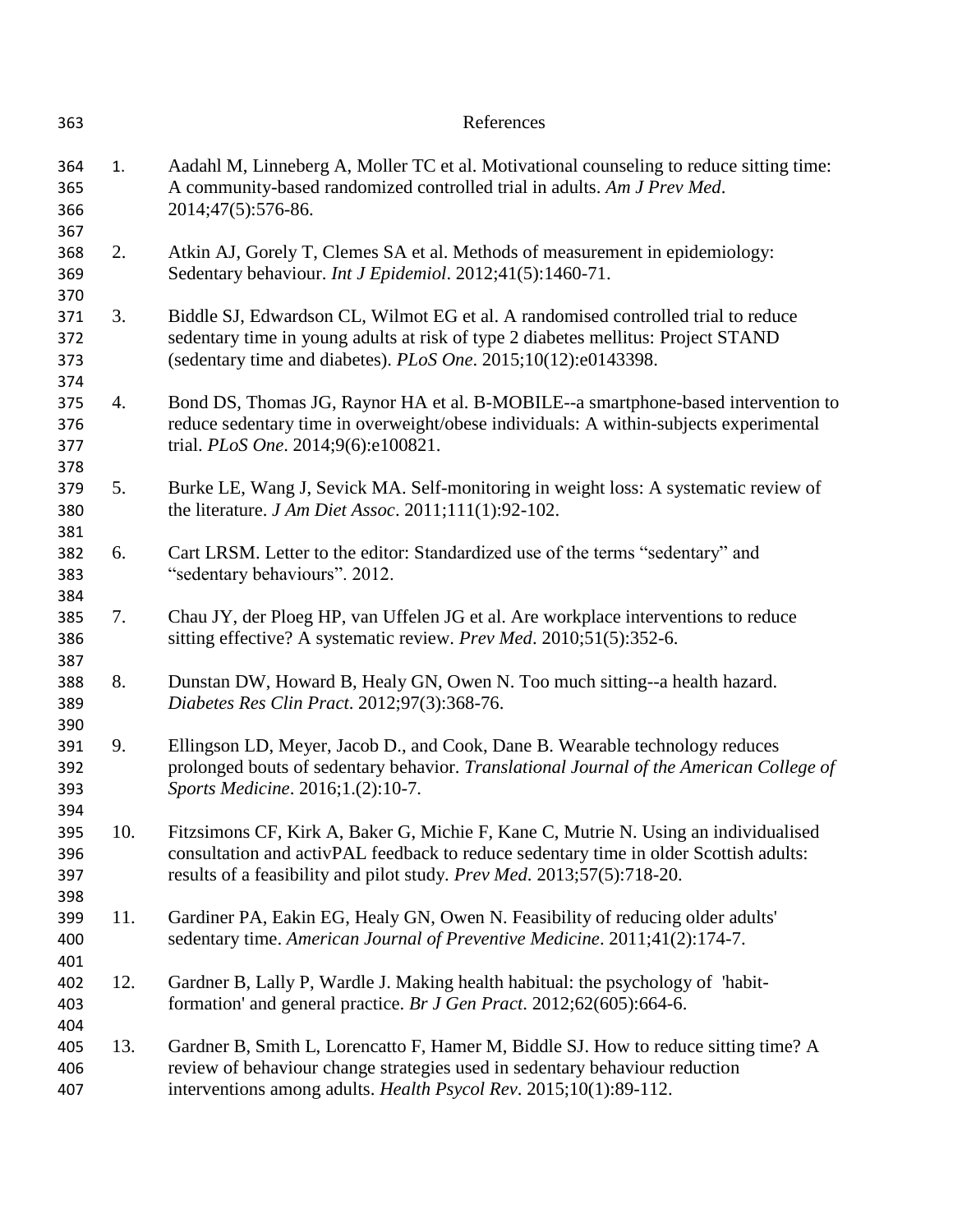# References

1. Aadahl M, Linneberg A, Moller TC et al. Motivational counseling to reduce sitting time: A community-based randomized controlled trial in adults. *Am J Prev Med*. 2014;47(5):576-86.

2. Atkin AJ, Gorely T, Clemes SA et al. Methods of measurement in epidemiology: Sedentary behaviour. *Int J Epidemiol*. 2012;41(5):1460-71.

3. Biddle SJ, Edwardson CL, Wilmot EG et al. A randomised controlled trial to reduce sedentary time in young adults at risk of type 2 diabetes mellitus: Project STAND (sedentary time and diabetes). *PLoS One*. 2015;10(12):e0143398.

4. Bond DS, Thomas JG, Raynor HA et al. B-MOBILE--a smartphone-based intervention to reduce sedentary time in overweight/obese individuals: A within-subjects experimental trial. *PLoS One*. 2014;9(6):e100821.

5. Burke LE, Wang J, Sevick MA. Self-monitoring in weight loss: A systematic review of the literature. *J Am Diet Assoc*. 2011;111(1):92-102.

6. Cart LRSM. Letter to the editor: Standardized use of the terms "sedentary" and "sedentary behaviours". 2012.

7. Chau JY, der Ploeg HP, van Uffelen JG et al. Are workplace interventions to reduce sitting effective? A systematic review. *Prev Med*. 2010;51(5):352-6.

8. Dunstan DW, Howard B, Healy GN, Owen N. Too much sitting--a health hazard. *Diabetes Res Clin Pract*. 2012;97(3):368-76.

9. Ellingson LD, Meyer, Jacob D., and Cook, Dane B. Wearable technology reduces prolonged bouts of sedentary behavior. *Translational Journal of the American College of Sports Medicine*. 2016;1.(2):10-7.

10. Fitzsimons CF, Kirk A, Baker G, Michie F, Kane C, Mutrie N. Using an individualised consultation and activPAL feedback to reduce sedentary time in older Scottish adults: results of a feasibility and pilot study. *Prev Med.* 2013;57(5):718-20.

11. Gardiner PA, Eakin EG, Healy GN, Owen N. Feasibility of reducing older adults' sedentary time. *American Journal of Preventive Medicine*. 2011;41(2):174-7.

12. Gardner B, Lally P, Wardle J. Making health habitual: the psychology of 'habit-formation' and general practice. *Br J Gen Pract*. 2012;62(605):664-6.

13. Gardner B, Smith L, Lorencatto F, Hamer M, Biddle SJ. How to reduce sitting time? A review of behaviour change strategies used in sedentary behaviour reduction interventions among adults. *Health Psycol Rev*. 2015;10(1):89-112.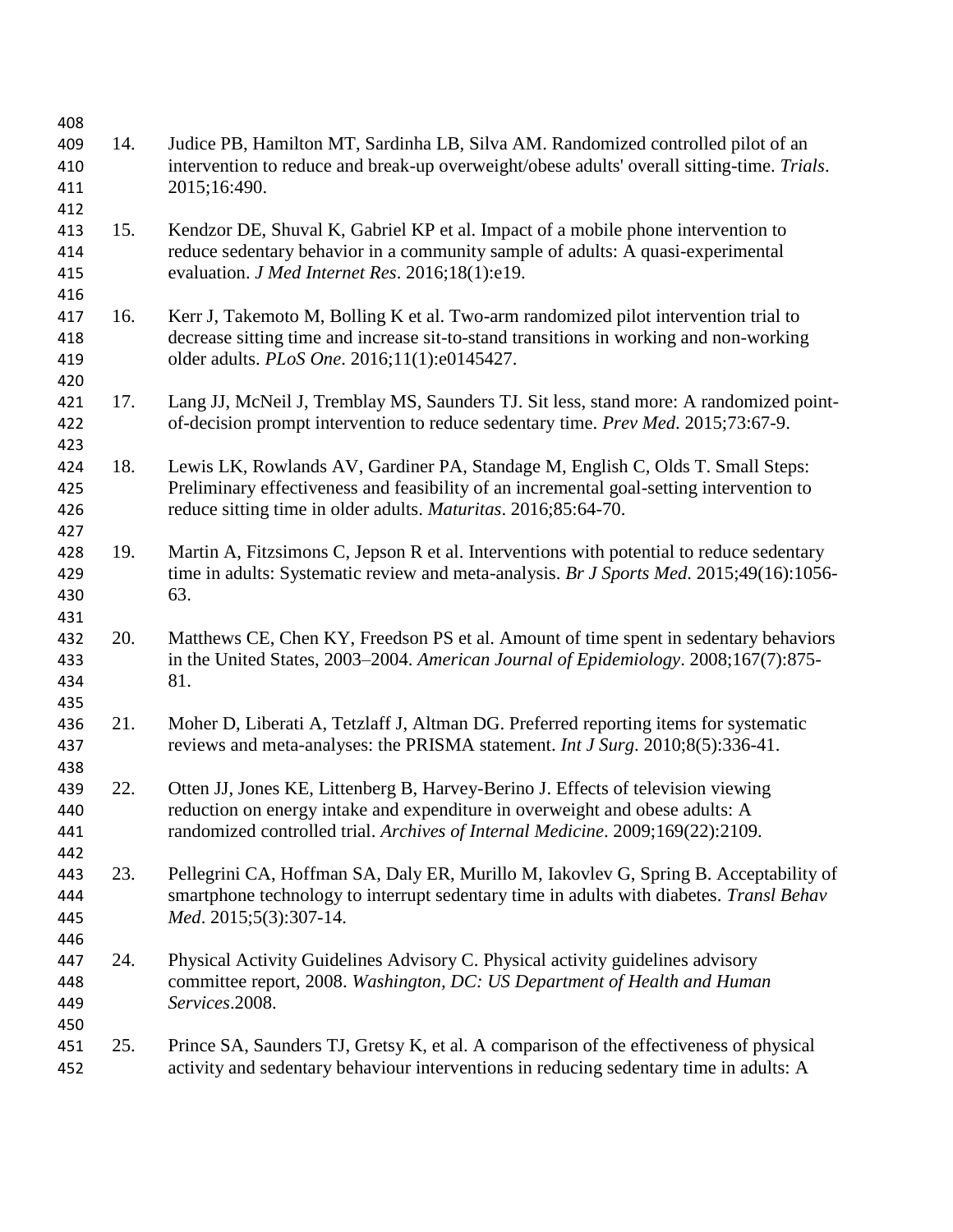14. Judice PB, Hamilton MT, Sardinha LB, Silva AM. Randomized controlled pilot of an intervention to reduce and break-up overweight/obese adults' overall sitting-time. *Trials*. 2015;16:490.

15. Kendzor DE, Shuval K, Gabriel KP et al. Impact of a mobile phone intervention to reduce sedentary behavior in a community sample of adults: A quasi-experimental evaluation. *J Med Internet Res*. 2016;18(1):e19.

16. Kerr J, Takemoto M, Bolling K et al. Two-arm randomized pilot intervention trial to decrease sitting time and increase sit-to-stand transitions in working and non-working older adults. *PLoS One*. 2016;11(1):e0145427.

17. Lang JJ, McNeil J, Tremblay MS, Saunders TJ. Sit less, stand more: A randomized point-of-decision prompt intervention to reduce sedentary time. *Prev Med*. 2015;73:67-9.

18. Lewis LK, Rowlands AV, Gardiner PA, Standage M, English C, Olds T. Small Steps: Preliminary effectiveness and feasibility of an incremental goal-setting intervention to reduce sitting time in older adults. *Maturitas*. 2016;85:64-70.

19. Martin A, Fitzsimons C, Jepson R et al. Interventions with potential to reduce sedentary time in adults: Systematic review and meta-analysis. *Br J Sports Med*. 2015;49(16):1056-63.

20. Matthews CE, Chen KY, Freedson PS et al. Amount of time spent in sedentary behaviors in the United States, 2003–2004. *American Journal of Epidemiology*. 2008;167(7):875-81.

21. Moher D, Liberati A, Tetzlaff J, Altman DG. Preferred reporting items for systematic reviews and meta-analyses: the PRISMA statement. *Int J Surg*. 2010;8(5):336-41.

22. Otten JJ, Jones KE, Littenberg B, Harvey-Berino J. Effects of television viewing reduction on energy intake and expenditure in overweight and obese adults: A randomized controlled trial. *Archives of Internal Medicine*. 2009;169(22):2109.

23. Pellegrini CA, Hoffman SA, Daly ER, Murillo M, Iakovlev G, Spring B. Acceptability of smartphone technology to interrupt sedentary time in adults with diabetes. *Transl Behav Med*. 2015;5(3):307-14.

24. Physical Activity Guidelines Advisory C. Physical activity guidelines advisory committee report, 2008. *Washington, DC: US Department of Health and Human Services*.2008.

25. Prince SA, Saunders TJ, Gretsy K, et al. A comparison of the effectiveness of physical activity and sedentary behaviour interventions in reducing sedentary time in adults: A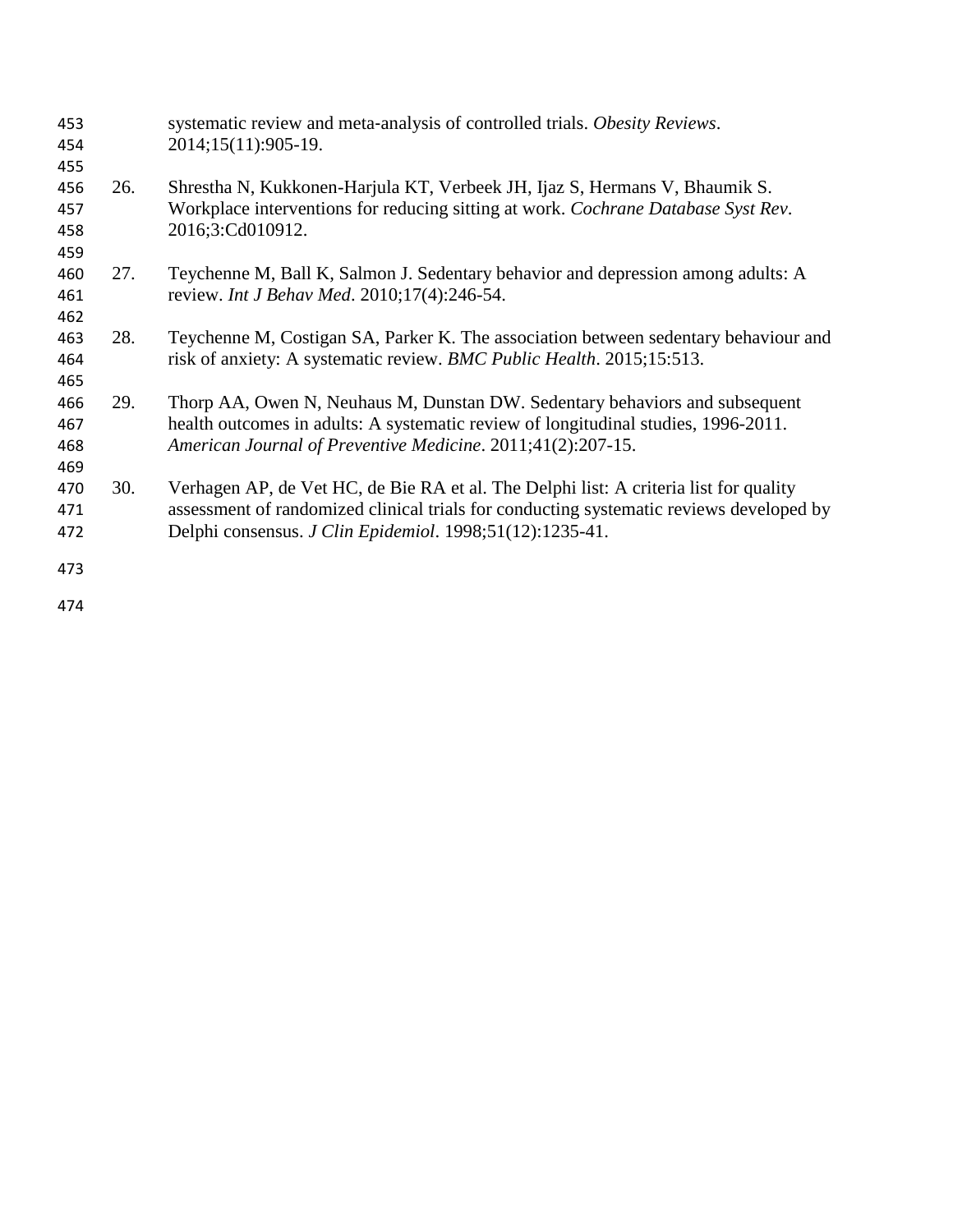systematic review and meta-analysis of controlled trials. *Obesity Reviews*. 2014;15(11):905-19.

26. Shrestha N, Kukkonen-Harjula KT, Verbeek JH, Ijaz S, Hermans V, Bhaumik S. Workplace interventions for reducing sitting at work. *Cochrane Database Syst Rev*. 2016;3:Cd010912.

27. Teychenne M, Ball K, Salmon J. Sedentary behavior and depression among adults: A review. *Int J Behav Med*. 2010;17(4):246-54.

28. Teychenne M, Costigan SA, Parker K. The association between sedentary behaviour and risk of anxiety: A systematic review. *BMC Public Health*. 2015;15:513.

29. Thorp AA, Owen N, Neuhaus M, Dunstan DW. Sedentary behaviors and subsequent health outcomes in adults: A systematic review of longitudinal studies, 1996-2011. *American Journal of Preventive Medicine*. 2011;41(2):207-15.

30. Verhagen AP, de Vet HC, de Bie RA et al. The Delphi list: A criteria list for quality assessment of randomized clinical trials for conducting systematic reviews developed by Delphi consensus. *J Clin Epidemiol*. 1998;51(12):1235-41.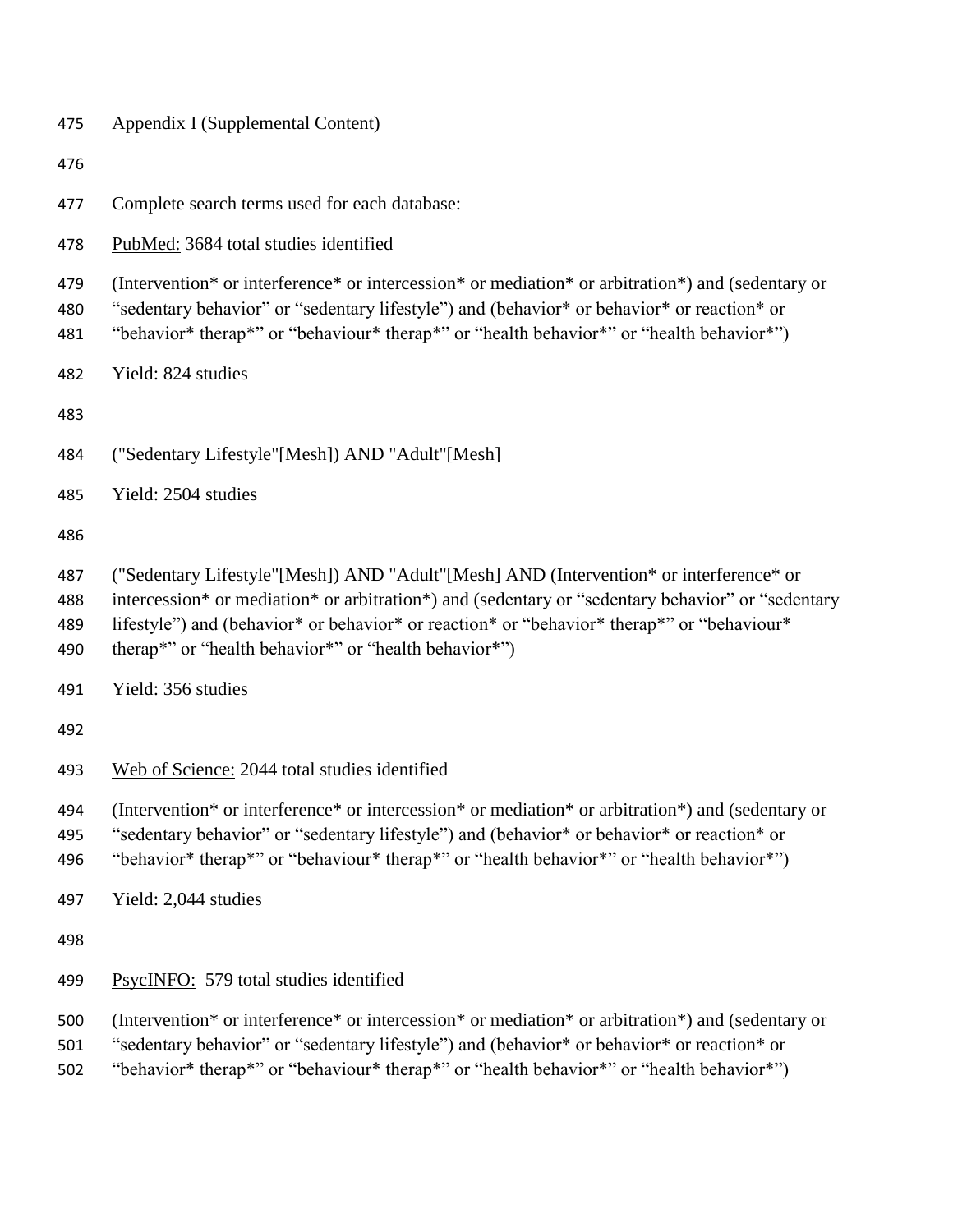Appendix I (Supplemental Content)

Complete search terms used for each database:

<u>PubMed:</u> 3684 total studies identified

(Intervention* or interference* or intercession* or mediation* or arbitration*) and (sedentary or "sedentary behavior" or "sedentary lifestyle") and (behavior* or behavior* or reaction* or "behavior* therap*" or "behaviour* therap*" or "health behavior*" or "health behavior*")

Yield: 824 studies

("Sedentary Lifestyle"[Mesh]) AND "Adult"[Mesh]

Yield: 2504 studies

("Sedentary Lifestyle"[Mesh]) AND "Adult"[Mesh] AND (Intervention* or interference* or intercession* or mediation* or arbitration*) and (sedentary or "sedentary behavior" or "sedentary lifestyle") and (behavior* or behavior* or reaction* or "behavior* therap*" or "behaviour* therap*" or "health behavior*" or "health behavior*")

Yield: 356 studies

<u>Web of Science:</u> 2044 total studies identified

(Intervention* or interference* or intercession* or mediation* or arbitration*) and (sedentary or "sedentary behavior" or "sedentary lifestyle") and (behavior* or behavior* or reaction* or "behavior* therap*" or "behaviour* therap*" or "health behavior*" or "health behavior*")

Yield: 2,044 studies

<u>PsycINFO:</u> 579 total studies identified

(Intervention* or interference* or intercession* or mediation* or arbitration*) and (sedentary or "sedentary behavior" or "sedentary lifestyle") and (behavior* or behavior* or reaction* or "behavior* therap*" or "behaviour* therap*" or "health behavior*" or "health behavior*")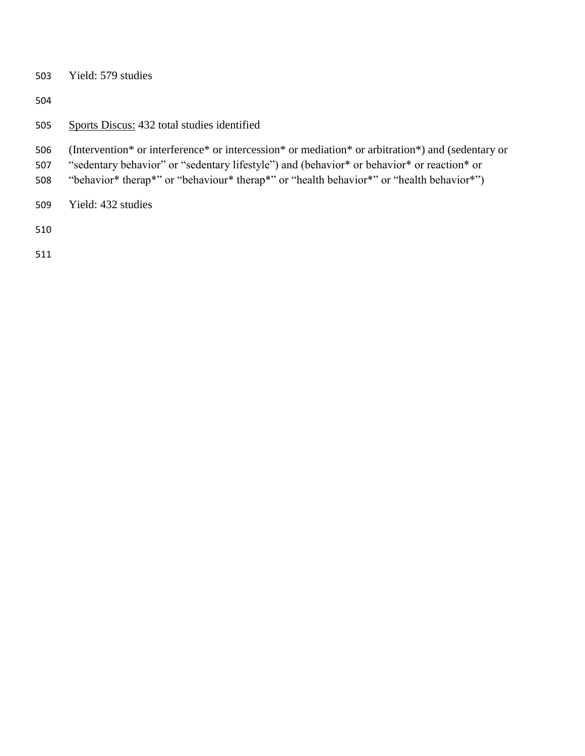Yield: 579 studies

<u>Sports Discus:</u> 432 total studies identified

(Intervention* or interference* or intercession* or mediation* or arbitration*) and (sedentary or "sedentary behavior" or "sedentary lifestyle") and (behavior* or behavior* or reaction* or "behavior* therap*" or "behaviour* therap*" or "health behavior*" or "health behavior*")

Yield: 432 studies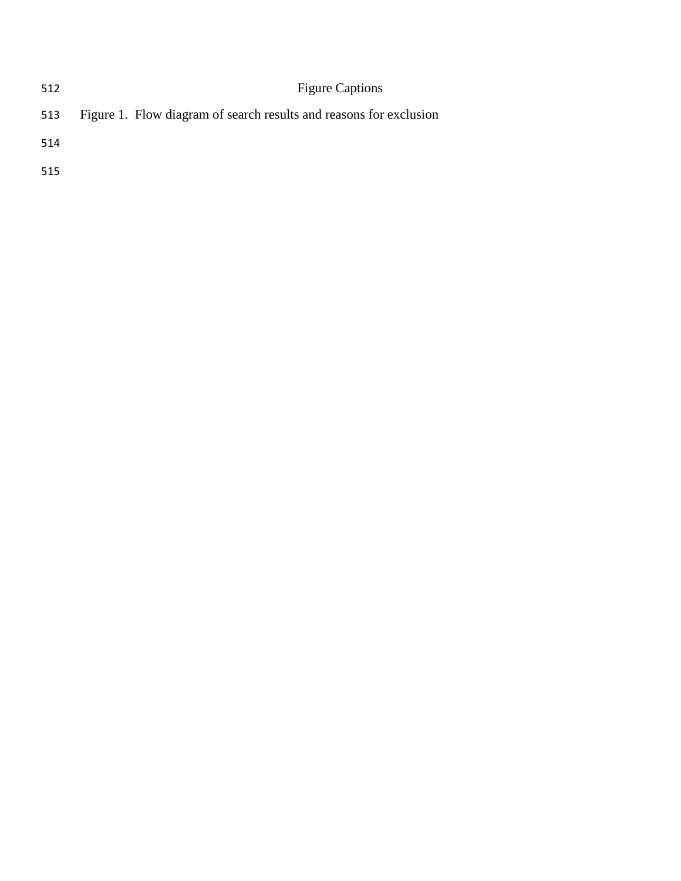# Figure Captions

Figure 1. Flow diagram of search results and reasons for exclusion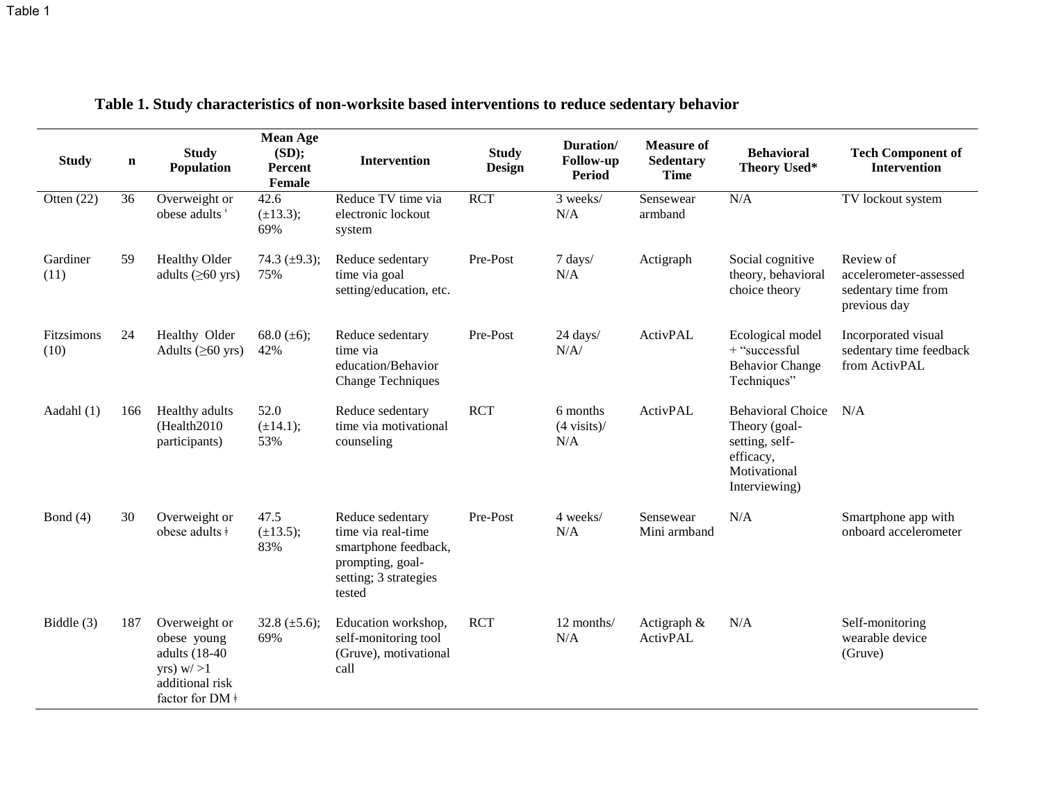Table 1

**Table 1. Study characteristics of non-worksite based interventions to reduce sedentary behavior**

| Study | n | Study Population | Mean Age (SD); Percent Female | Intervention | Study Design | Duration/ Follow-up Period | Measure of Sedentary Time | Behavioral Theory Used* | Tech Component of Intervention |
|---|---|---|---|---|---|---|---|---|---|
| Otten (22) | 36 | Overweight or obese adults ǂ | 42.6 (±13.3); 69% | Reduce TV time via electronic lockout system | RCT | 3 weeks/ N/A | Sensewear armband | N/A | TV lockout system |
| Gardiner (11) | 59 | Healthy Older adults (≥60 yrs) | 74.3 (±9.3); 75% | Reduce sedentary time via goal setting/education, etc. | Pre-Post | 7 days/ N/A | Actigraph | Social cognitive theory, behavioral choice theory | Review of accelerometer-assessed sedentary time from previous day |
| Fitzsimons (10) | 24 | Healthy Older Adults (≥60 yrs) | 68.0 (±6); 42% | Reduce sedentary time via education/Behavior Change Techniques | Pre-Post | 24 days/ N/A/ | ActivPAL | Ecological model + "successful Behavior Change Techniques" | Incorporated visual sedentary time feedback from ActivPAL |
| Aadahl (1) | 166 | Healthy adults (Health2010 participants) | 52.0 (±14.1); 53% | Reduce sedentary time via motivational counseling | RCT | 6 months (4 visits)/ N/A | ActivPAL | Behavioral Choice Theory (goal-setting, self-efficacy, Motivational Interviewing) | N/A |
| Bond (4) | 30 | Overweight or obese adults ǂ | 47.5 (±13.5); 83% | Reduce sedentary time via real-time smartphone feedback, prompting, goal-setting; 3 strategies tested | Pre-Post | 4 weeks/ N/A | Sensewear Mini armband | N/A | Smartphone app with onboard accelerometer |
| Biddle (3) | 187 | Overweight or obese young adults (18-40 yrs) w/ >1 additional risk factor for DM ǂ | 32.8 (±5.6); 69% | Education workshop, self-monitoring tool (Gruve), motivational call | RCT | 12 months/ N/A | Actigraph & ActivPAL | N/A | Self-monitoring wearable device (Gruve) |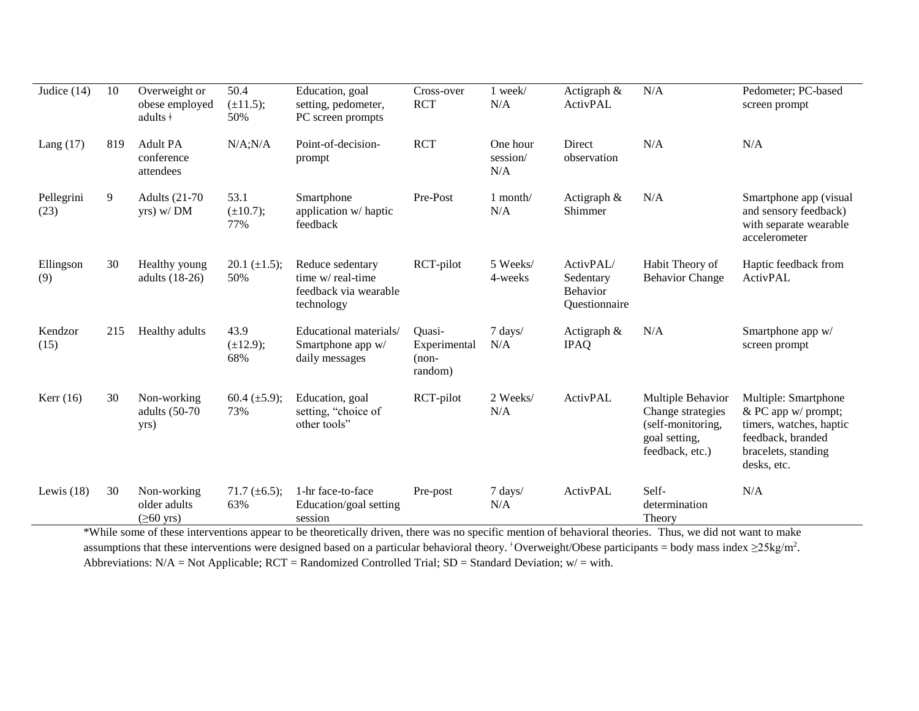| | | | | | | | | | |
|---|---|---|---|---|---|---|---|---|---|
| Judice (14) | 10 | Overweight or obese employed adults ᵻ | 50.4 (±11.5); 50% | Education, goal setting, pedometer, PC screen prompts | Cross-over RCT | 1 week/ N/A | Actigraph & ActivPAL | N/A | Pedometer; PC-based screen prompt |
| Lang (17) | 819 | Adult PA conference attendees | N/A;N/A | Point-of-decision-prompt | RCT | One hour session/ N/A | Direct observation | N/A | N/A |
| Pellegrini (23) | 9 | Adults (21-70 yrs) w/ DM | 53.1 (±10.7); 77% | Smartphone application w/ haptic feedback | Pre-Post | 1 month/ N/A | Actigraph & Shimmer | N/A | Smartphone app (visual and sensory feedback) with separate wearable accelerometer |
| Ellingson (9) | 30 | Healthy young adults (18-26) | 20.1 (±1.5); 50% | Reduce sedentary time w/ real-time feedback via wearable technology | RCT-pilot | 5 Weeks/ 4-weeks | ActivPAL/ Sedentary Behavior Questionnaire | Habit Theory of Behavior Change | Haptic feedback from ActivPAL |
| Kendzor (15) | 215 | Healthy adults | 43.9 (±12.9); 68% | Educational materials/ Smartphone app w/ daily messages | Quasi-Experimental (non-random) | 7 days/ N/A | Actigraph & IPAQ | N/A | Smartphone app w/ screen prompt |
| Kerr (16) | 30 | Non-working adults (50-70 yrs) | 60.4 (±5.9); 73% | Education, goal setting, "choice of other tools" | RCT-pilot | 2 Weeks/ N/A | ActivPAL | Multiple Behavior Change strategies (self-monitoring, goal setting, feedback, etc.) | Multiple: Smartphone & PC app w/ prompt; timers, watches, haptic feedback, branded bracelets, standing desks, etc. |
| Lewis (18) | 30 | Non-working older adults (≥60 yrs) | 71.7 (±6.5); 63% | 1-hr face-to-face Education/goal setting session | Pre-post | 7 days/ N/A | ActivPAL | Self-determination Theory | N/A |

*While some of these interventions appear to be theoretically driven, there was no specific mention of behavioral theories. Thus, we did not want to make assumptions that these interventions were designed based on a particular behavioral theory. ᵻ Overweight/Obese participants = body mass index ≥25kg/m$^2$. Abbreviations: N/A = Not Applicable; RCT = Randomized Controlled Trial; SD = Standard Deviation; w/ = with.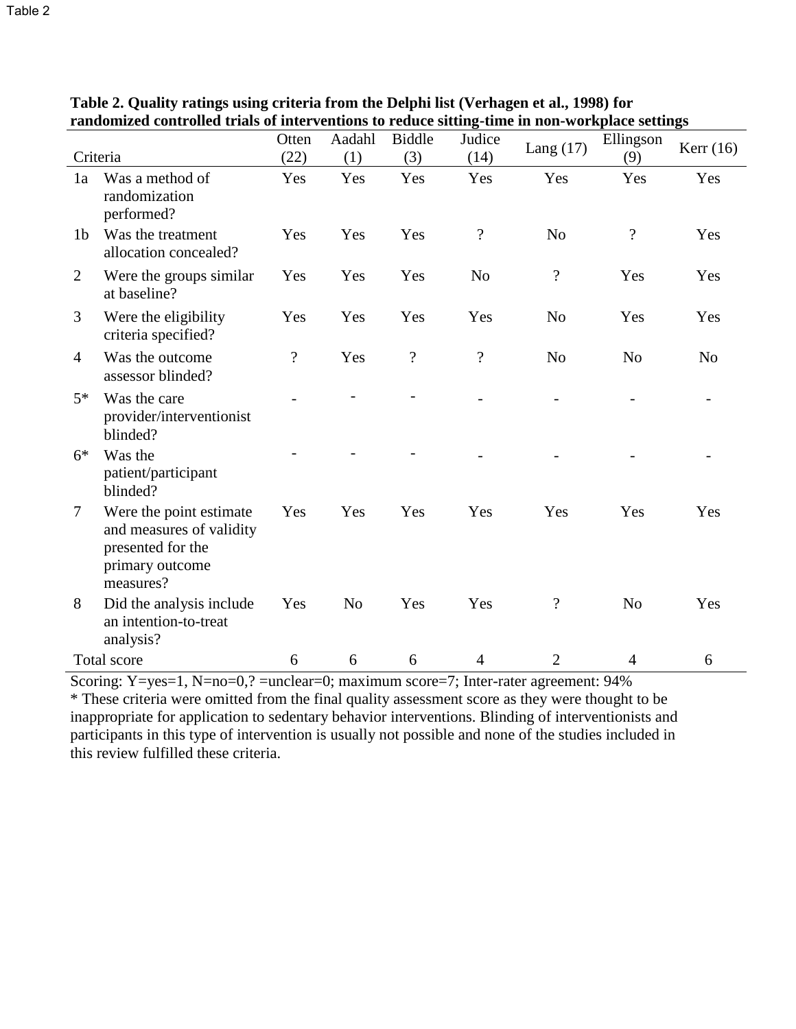Table 2

**Table 2. Quality ratings using criteria from the Delphi list (Verhagen et al., 1998) for randomized controlled trials of interventions to reduce sitting-time in non-workplace settings**

| | Criteria | Otten (22) | Aadahl (1) | Biddle (3) | Judice (14) | Lang (17) | Ellingson (9) | Kerr (16) |
|---|---|---|---|---|---|---|---|---|
| 1a | Was a method of randomization performed? | Yes | Yes | Yes | Yes | Yes | Yes | Yes |
| 1b | Was the treatment allocation concealed? | Yes | Yes | Yes | ? | No | ? | Yes |
| 2 | Were the groups similar at baseline? | Yes | Yes | Yes | No | ? | Yes | Yes |
| 3 | Were the eligibility criteria specified? | Yes | Yes | Yes | Yes | No | Yes | Yes |
| 4 | Was the outcome assessor blinded? | ? | Yes | ? | ? | No | No | No |
| 5* | Was the care provider/interventionist blinded? | - | - | - | - | - | - | - |
| 6* | Was the patient/participant blinded? | - | - | - | - | - | - | - |
| 7 | Were the point estimate and measures of validity presented for the primary outcome measures? | Yes | Yes | Yes | Yes | Yes | Yes | Yes |
| 8 | Did the analysis include an intention-to-treat analysis? | Yes | No | Yes | Yes | ? | No | Yes |
| Total score | | 6 | 6 | 6 | 4 | 2 | 4 | 6 |

Scoring: Y=yes=1, N=no=0,? =unclear=0; maximum score=7; Inter-rater agreement: 94%

* These criteria were omitted from the final quality assessment score as they were thought to be inappropriate for application to sedentary behavior interventions. Blinding of interventionists and participants in this type of intervention is usually not possible and none of the studies included in this review fulfilled these criteria.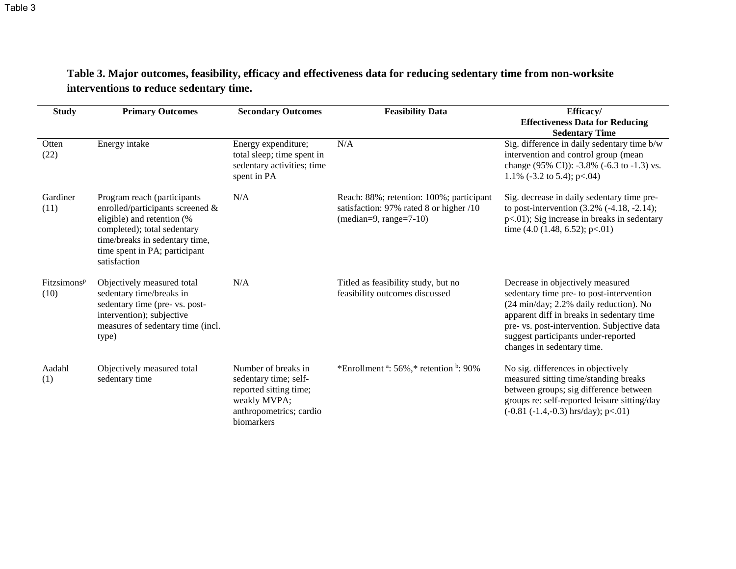Table 3

**Table 3. Major outcomes, feasibility, efficacy and effectiveness data for reducing sedentary time from non-worksite interventions to reduce sedentary time.**

| Study | Primary Outcomes | Secondary Outcomes | Feasibility Data | Efficacy/ Effectiveness Data for Reducing Sedentary Time |
|---|---|---|---|---|
| Otten (22) | Energy intake | Energy expenditure; total sleep; time spent in sedentary activities; time spent in PA | N/A | Sig. difference in daily sedentary time b/w intervention and control group (mean change (95% CI)): -3.8% (-6.3 to -1.3) vs. 1.1% (-3.2 to 5.4); p<.04) |
| Gardiner (11) | Program reach (participants enrolled/participants screened & eligible) and retention (% completed); total sedentary time/breaks in sedentary time, time spent in PA; participant satisfaction | N/A | Reach: 88%; retention: 100%; participant satisfaction: 97% rated 8 or higher /10 (median=9, range=7-10) | Sig. decrease in daily sedentary time pre- to post-intervention (3.2% (-4.18, -2.14); p<.01); Sig increase in breaks in sedentary time (4.0 (1.48, 6.52); p<.01) |
| Fitzsimons[p] (10) | Objectively measured total sedentary time/breaks in sedentary time (pre- vs. post-intervention); subjective measures of sedentary time (incl. type) | N/A | Titled as feasibility study, but no feasibility outcomes discussed | Decrease in objectively measured sedentary time pre- to post-intervention (24 min/day; 2.2% daily reduction). No apparent diff in breaks in sedentary time pre- vs. post-intervention. Subjective data suggest participants under-reported changes in sedentary time. |
| Aadahl (1) | Objectively measured total sedentary time | Number of breaks in sedentary time; self-reported sitting time; weakly MVPA; anthropometrics; cardio biomarkers | *Enrollment [a]: 56%,* retention [b]: 90% | No sig. differences in objectively measured sitting time/standing breaks between groups; sig difference between groups re: self-reported leisure sitting/day (-0.81 (-1.4,-0.3) hrs/day); p<.01) |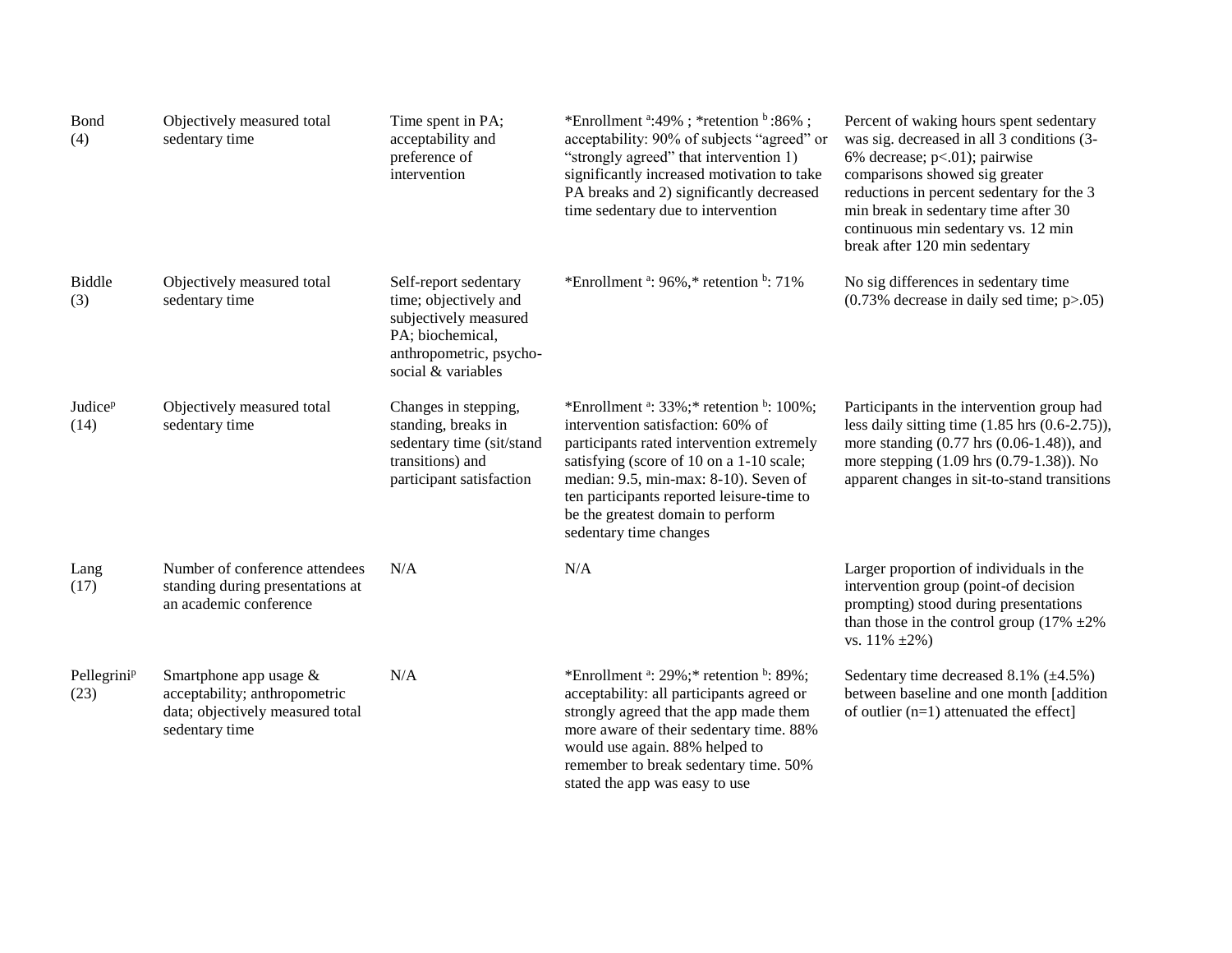| | | | | |
|---|---|---|---|---|
| Bond (4) | Objectively measured total sedentary time | Time spent in PA; acceptability and preference of intervention | *Enrollment [a]:49% ; *retention [b] :86% ; acceptability: 90% of subjects "agreed" or "strongly agreed" that intervention 1) significantly increased motivation to take PA breaks and 2) significantly decreased time sedentary due to intervention | Percent of waking hours spent sedentary was sig. decreased in all 3 conditions (3-6% decrease; $p<.01$); pairwise comparisons showed sig greater reductions in percent sedentary for the 3 min break in sedentary time after 30 continuous min sedentary vs. 12 min break after 120 min sedentary |
| Biddle (3) | Objectively measured total sedentary time | Self-report sedentary time; objectively and subjectively measured PA; biochemical, anthropometric, psycho-social & variables | *Enrollment [a]: 96%,* retention [b]: 71% | No sig differences in sedentary time (0.73% decrease in daily sed time; $p>.05$) |
| Judice[p] (14) | Objectively measured total sedentary time | Changes in stepping, standing, breaks in sedentary time (sit/stand transitions) and participant satisfaction | *Enrollment [a]: 33%;* retention [b]: 100%; intervention satisfaction: 60% of participants rated intervention extremely satisfying (score of 10 on a 1-10 scale; median: 9.5, min-max: 8-10). Seven of ten participants reported leisure-time to be the greatest domain to perform sedentary time changes | Participants in the intervention group had less daily sitting time (1.85 hrs (0.6-2.75)), more standing (0.77 hrs (0.06-1.48)), and more stepping (1.09 hrs (0.79-1.38)). No apparent changes in sit-to-stand transitions |
| Lang (17) | Number of conference attendees standing during presentations at an academic conference | N/A | N/A | Larger proportion of individuals in the intervention group (point-of decision prompting) stood during presentations than those in the control group (17% ±2% vs. 11% ±2%) |
| Pellegrini[p] (23) | Smartphone app usage & acceptability; anthropometric data; objectively measured total sedentary time | N/A | *Enrollment [a]: 29%;* retention [b]: 89%; acceptability: all participants agreed or strongly agreed that the app made them more aware of their sedentary time. 88% would use again. 88% helped to remember to break sedentary time. 50% stated the app was easy to use | Sedentary time decreased 8.1% (±4.5%) between baseline and one month [addition of outlier (n=1) attenuated the effect] |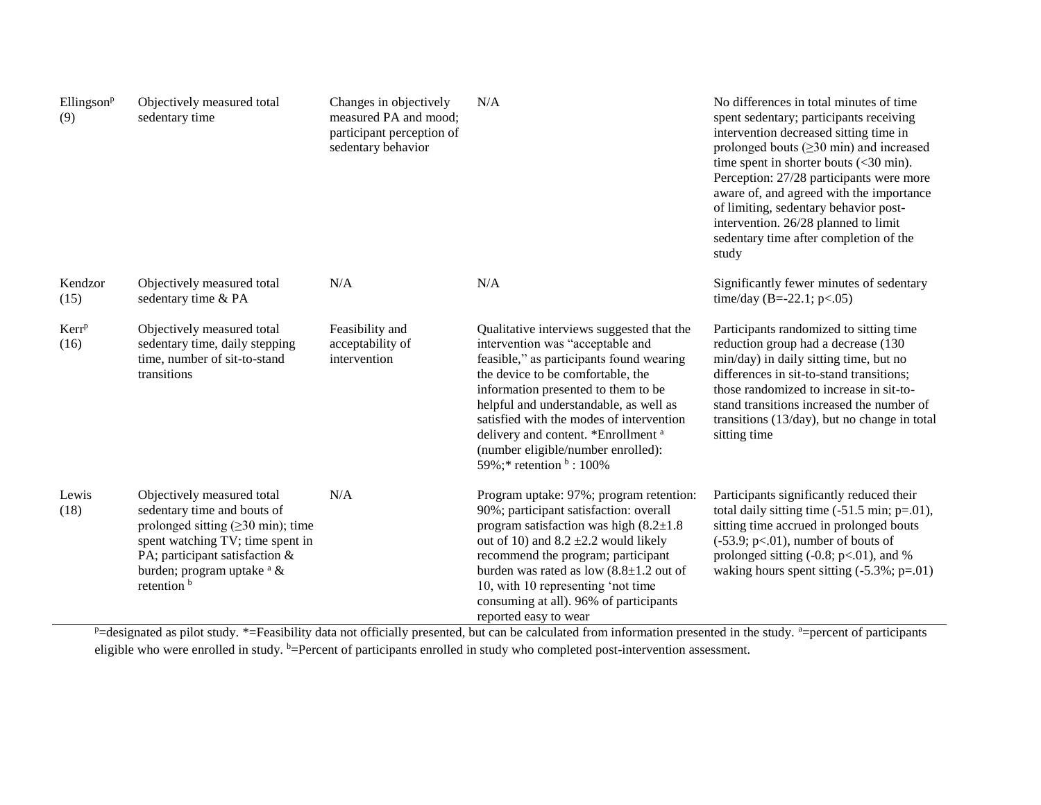| | | | | |
|---|---|---|---|---|
| Ellingson[p] (9) | Objectively measured total sedentary time | Changes in objectively measured PA and mood; participant perception of sedentary behavior | N/A | No differences in total minutes of time spent sedentary; participants receiving intervention decreased sitting time in prolonged bouts (≥30 min) and increased time spent in shorter bouts (<30 min). Perception: 27/28 participants were more aware of, and agreed with the importance of limiting, sedentary behavior post-intervention. 26/28 planned to limit sedentary time after completion of the study |
| Kendzor (15) | Objectively measured total sedentary time & PA | N/A | N/A | Significantly fewer minutes of sedentary time/day (B=-22.1; p<.05) |
| Kerr[p] (16) | Objectively measured total sedentary time, daily stepping time, number of sit-to-stand transitions | Feasibility and acceptability of intervention | Qualitative interviews suggested that the intervention was "acceptable and feasible," as participants found wearing the device to be comfortable, the information presented to them to be helpful and understandable, as well as satisfied with the modes of intervention delivery and content. *Enrollment [a] (number eligible/number enrolled): 59%;* retention [b] : 100% | Participants randomized to sitting time reduction group had a decrease (130 min/day) in daily sitting time, but no differences in sit-to-stand transitions; those randomized to increase in sit-to-stand transitions increased the number of transitions (13/day), but no change in total sitting time |
| Lewis (18) | Objectively measured total sedentary time and bouts of prolonged sitting (≥30 min); time spent watching TV; time spent in PA; participant satisfaction & burden; program uptake [a] & retention [b] | N/A | Program uptake: 97%; program retention: 90%; participant satisfaction: overall program satisfaction was high (8.2±1.8 out of 10) and 8.2 ±2.2 would likely recommend the program; participant burden was rated as low (8.8±1.2 out of 10, with 10 representing 'not time consuming at all). 96% of participants reported easy to wear | Participants significantly reduced their total daily sitting time (-51.5 min; p=.01), sitting time accrued in prolonged bouts (-53.9; p<.01), number of bouts of prolonged sitting (-0.8; p<.01), and % waking hours spent sitting (-5.3%; p=.01) |

[p]=designated as pilot study. *=Feasibility data not officially presented, but can be calculated from information presented in the study. [a]=percent of participants eligible who were enrolled in study. [b]=Percent of participants enrolled in study who completed post-intervention assessment.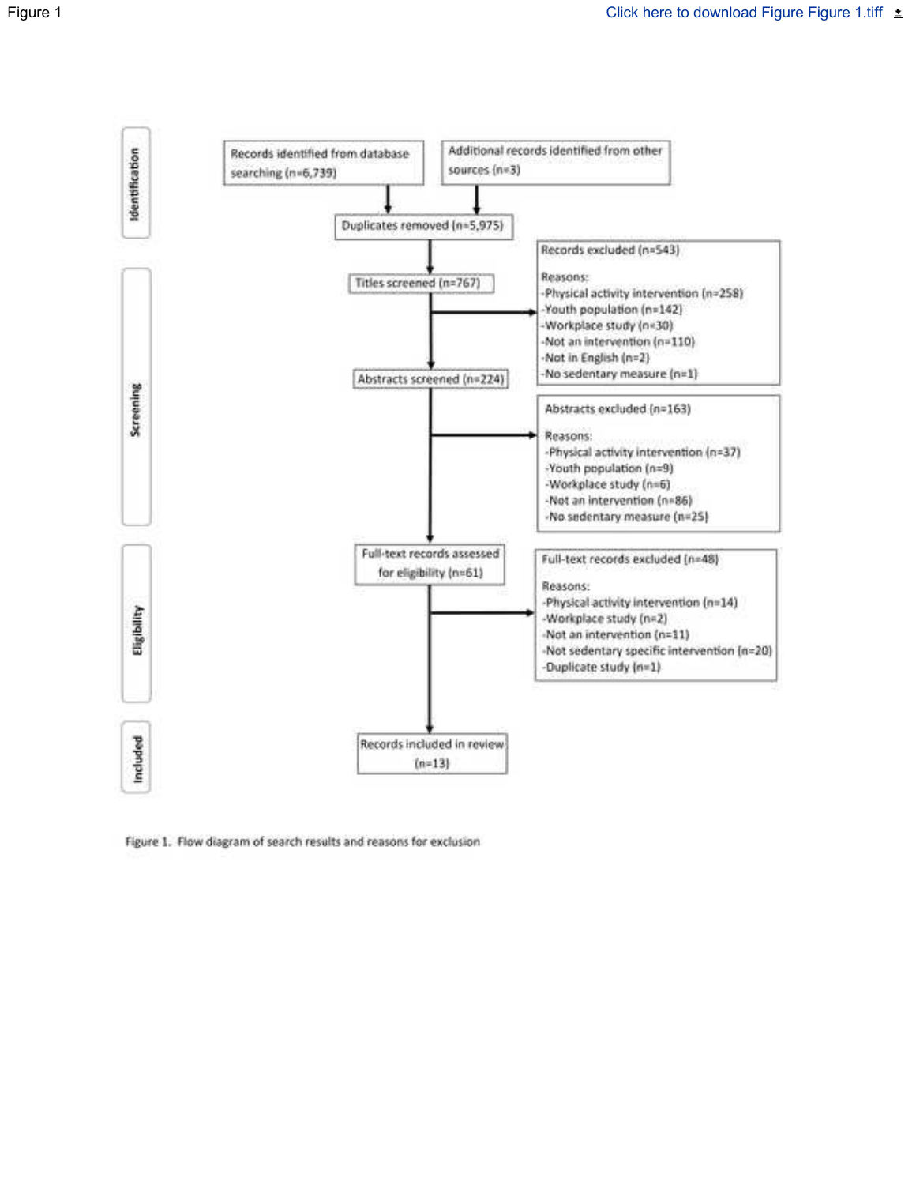Figure 1

Click here to download Figure Figure 1.tiff

Identification

Records identified from database searching (n=6,739)

Additional records identified from other sources (n=3)

Duplicates removed (n=5,975)

Screening

Titles screened (n=767)

Records excluded (n=543)

Reasons:
- Physical activity intervention (n=258)
- Youth population (n=142)
- Workplace study (n=30)
- Not an intervention (n=110)
- Not in English (n=2)
- No sedentary measure (n=1)

Abstracts screened (n=224)

Abstracts excluded (n=163)

Reasons:
- Physical activity intervention (n=37)
- Youth population (n=9)
- Workplace study (n=6)
- Not an intervention (n=86)
- No sedentary measure (n=25)

Eligibility

Full-text records assessed for eligibility (n=61)

Full-text records excluded (n=48)

Reasons:
- Physical activity intervention (n=14)
- Workplace study (n=2)
- Not an intervention (n=11)
- Not sedentary specific intervention (n=20)
- Duplicate study (n=1)

Included

Records included in review (n=13)

Figure 1. Flow diagram of search results and reasons for exclusion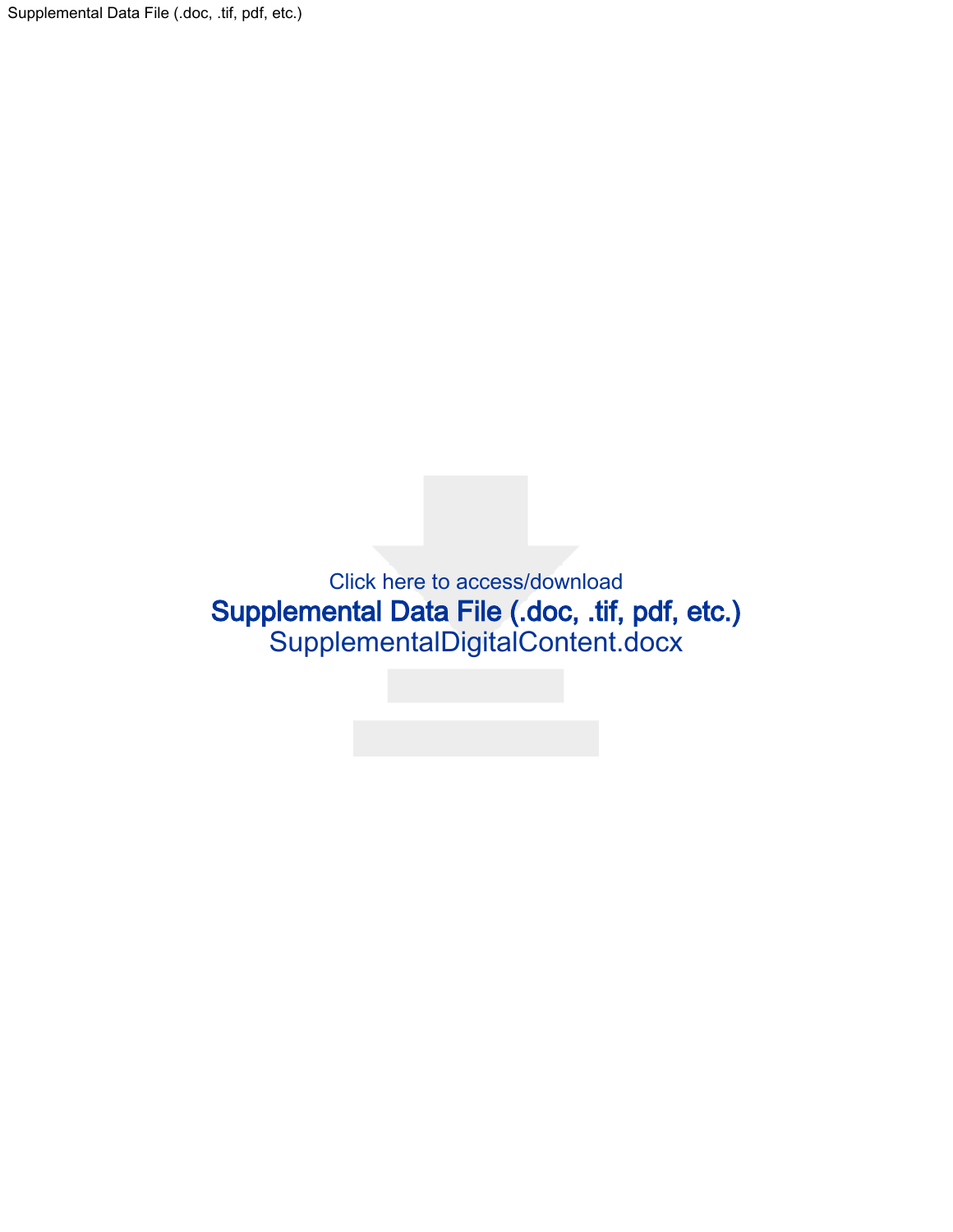Supplemental Data File (.doc, .tif, pdf, etc.)

Click here to access/download

**Supplemental Data File (.doc, .tif, pdf, etc.)**

SupplementalDigitalContent.docx